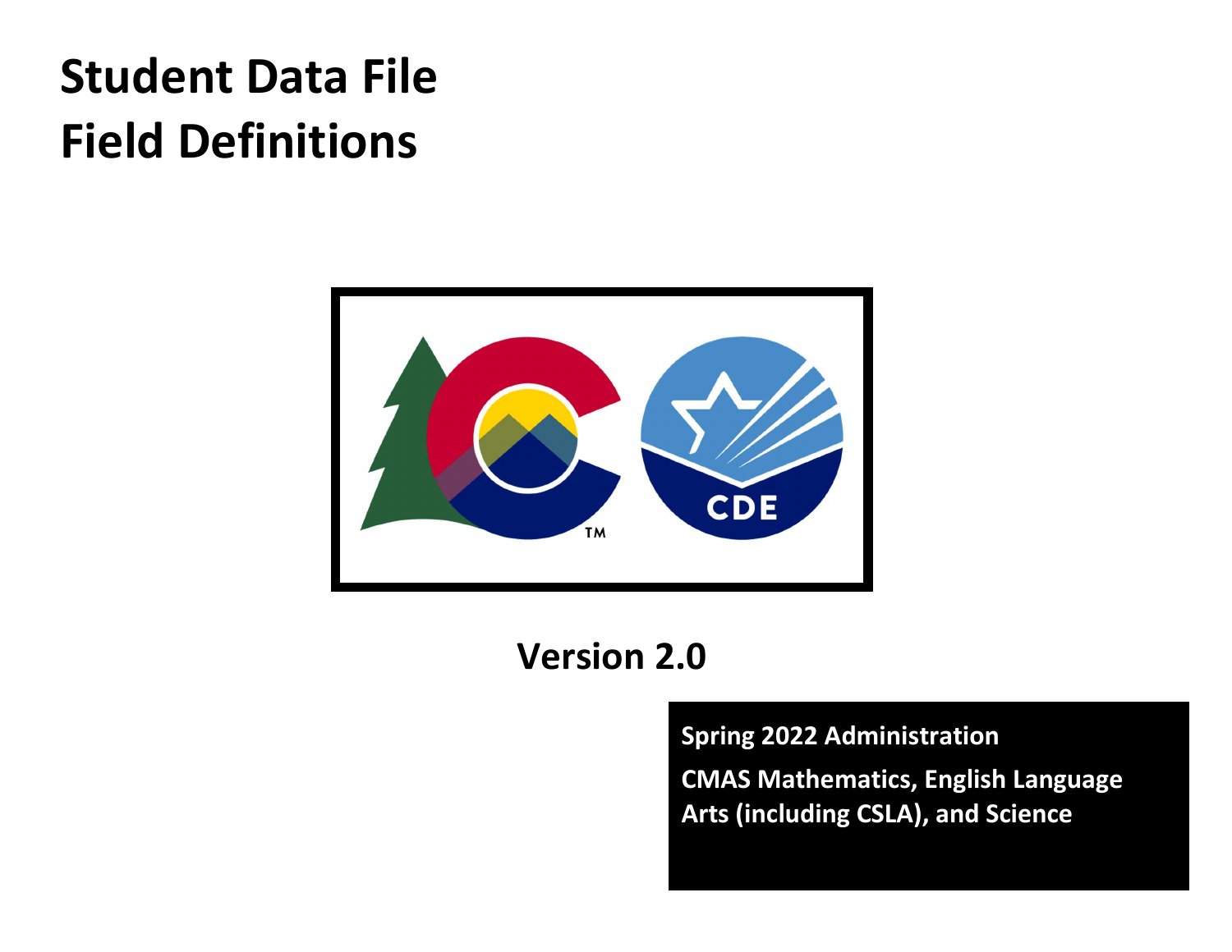# Student Data File
# Field Definitions

CDE

## Version 2.0

**Spring 2022 Administration**

**CMAS Mathematics, English Language Arts (including CSLA), and Science**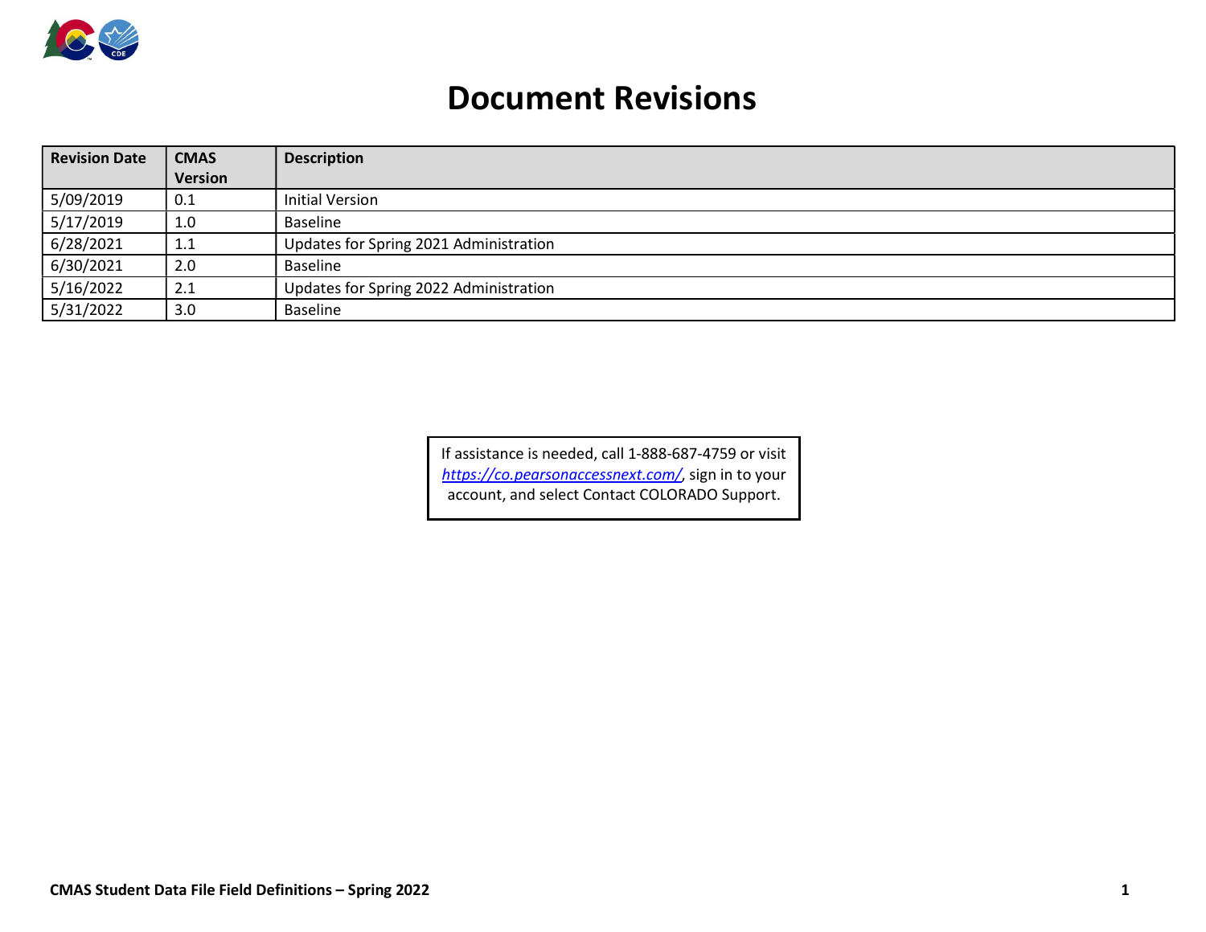# Document Revisions

| Revision Date | CMAS Version | Description |
|---|---|---|
| 5/09/2019 | 0.1 | Initial Version |
| 5/17/2019 | 1.0 | Baseline |
| 6/28/2021 | 1.1 | Updates for Spring 2021 Administration |
| 6/30/2021 | 2.0 | Baseline |
| 5/16/2022 | 2.1 | Updates for Spring 2022 Administration |
| 5/31/2022 | 3.0 | Baseline |

If assistance is needed, call 1-888-687-4759 or visit [https://co.pearsonaccessnext.com/](https://co.pearsonaccessnext.com/), sign in to your account, and select Contact COLORADO Support.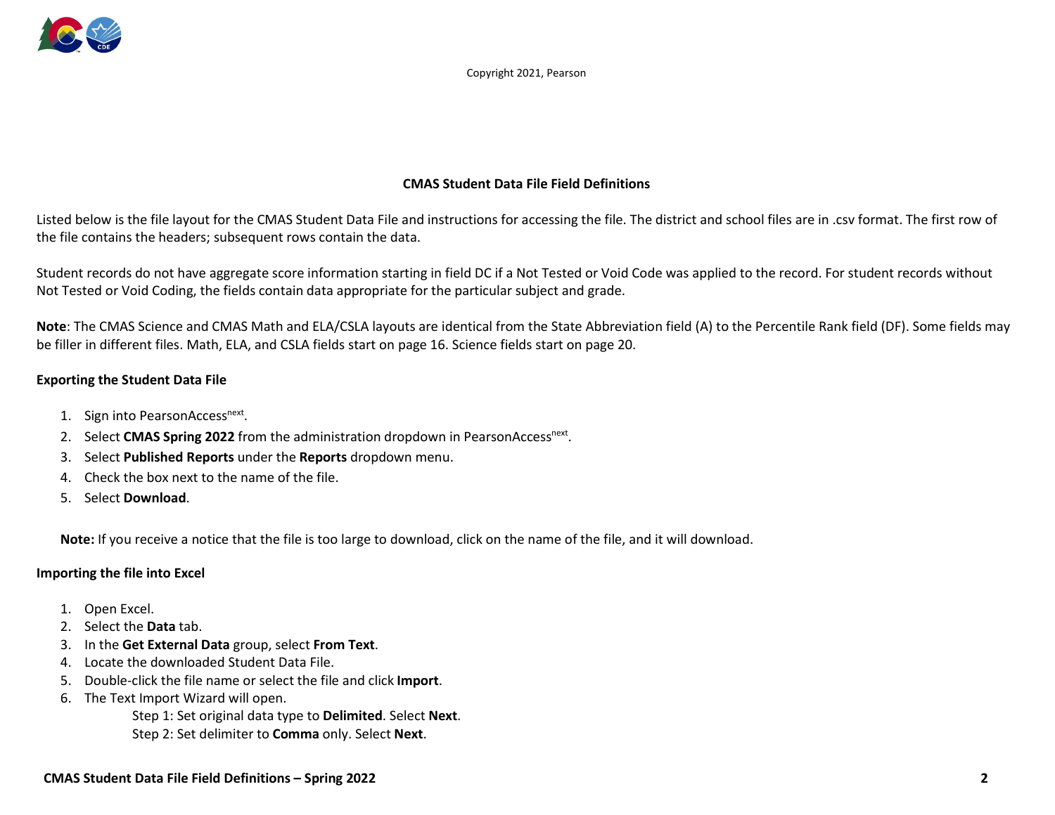Copyright 2021, Pearson

## CMAS Student Data File Field Definitions

Listed below is the file layout for the CMAS Student Data File and instructions for accessing the file. The district and school files are in .csv format. The first row of the file contains the headers; subsequent rows contain the data.

Student records do not have aggregate score information starting in field DC if a Not Tested or Void Code was applied to the record. For student records without Not Tested or Void Coding, the fields contain data appropriate for the particular subject and grade.

**Note**: The CMAS Science and CMAS Math and ELA/CSLA layouts are identical from the State Abbreviation field (A) to the Percentile Rank field (DF). Some fields may be filler in different files. Math, ELA, and CSLA fields start on page 16. Science fields start on page 20.

### Exporting the Student Data File

1. Sign into PearsonAccess[next].
2. Select **CMAS Spring 2022** from the administration dropdown in PearsonAccess[next].
3. Select **Published Reports** under the **Reports** dropdown menu.
4. Check the box next to the name of the file.
5. Select **Download**.

**Note:** If you receive a notice that the file is too large to download, click on the name of the file, and it will download.

### Importing the file into Excel

1. Open Excel.
2. Select the **Data** tab.
3. In the **Get External Data** group, select **From Text**.
4. Locate the downloaded Student Data File.
5. Double-click the file name or select the file and click **Import**.
6. The Text Import Wizard will open.
   - Step 1: Set original data type to **Delimited**. Select **Next**.
   - Step 2: Set delimiter to **Comma** only. Select **Next**.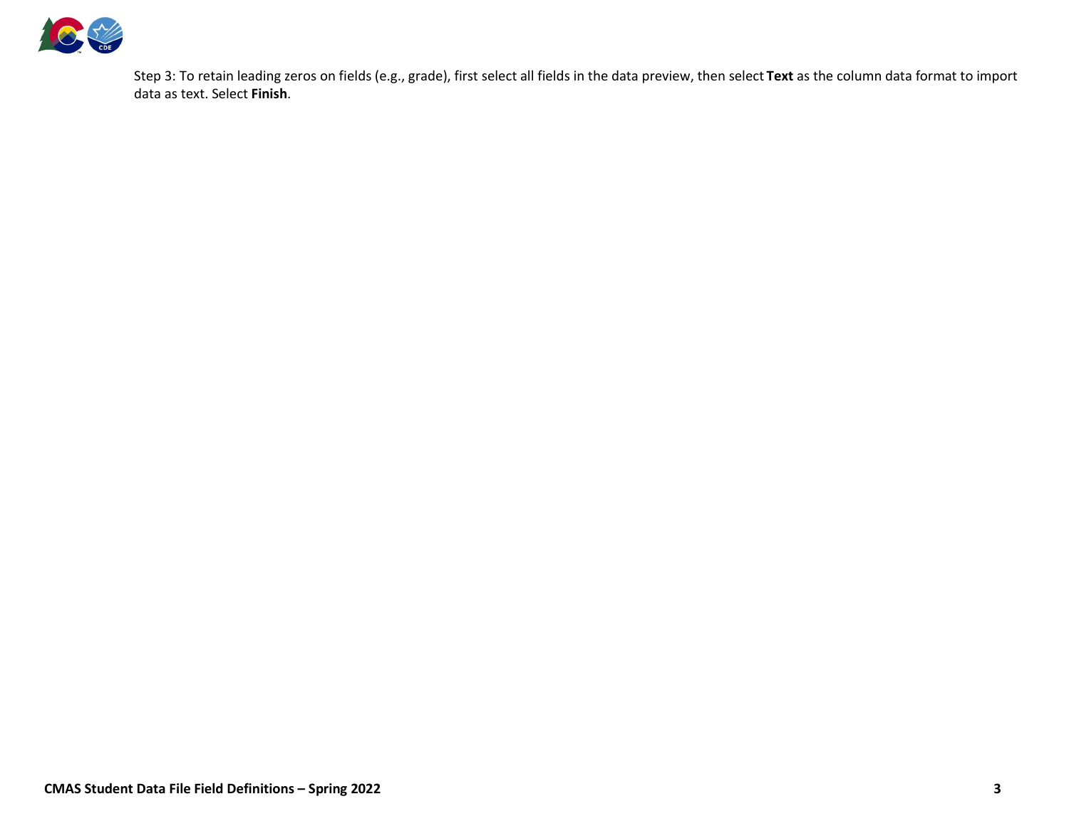Step 3: To retain leading zeros on fields (e.g., grade), first select all fields in the data preview, then select **Text** as the column data format to import data as text. Select **Finish**.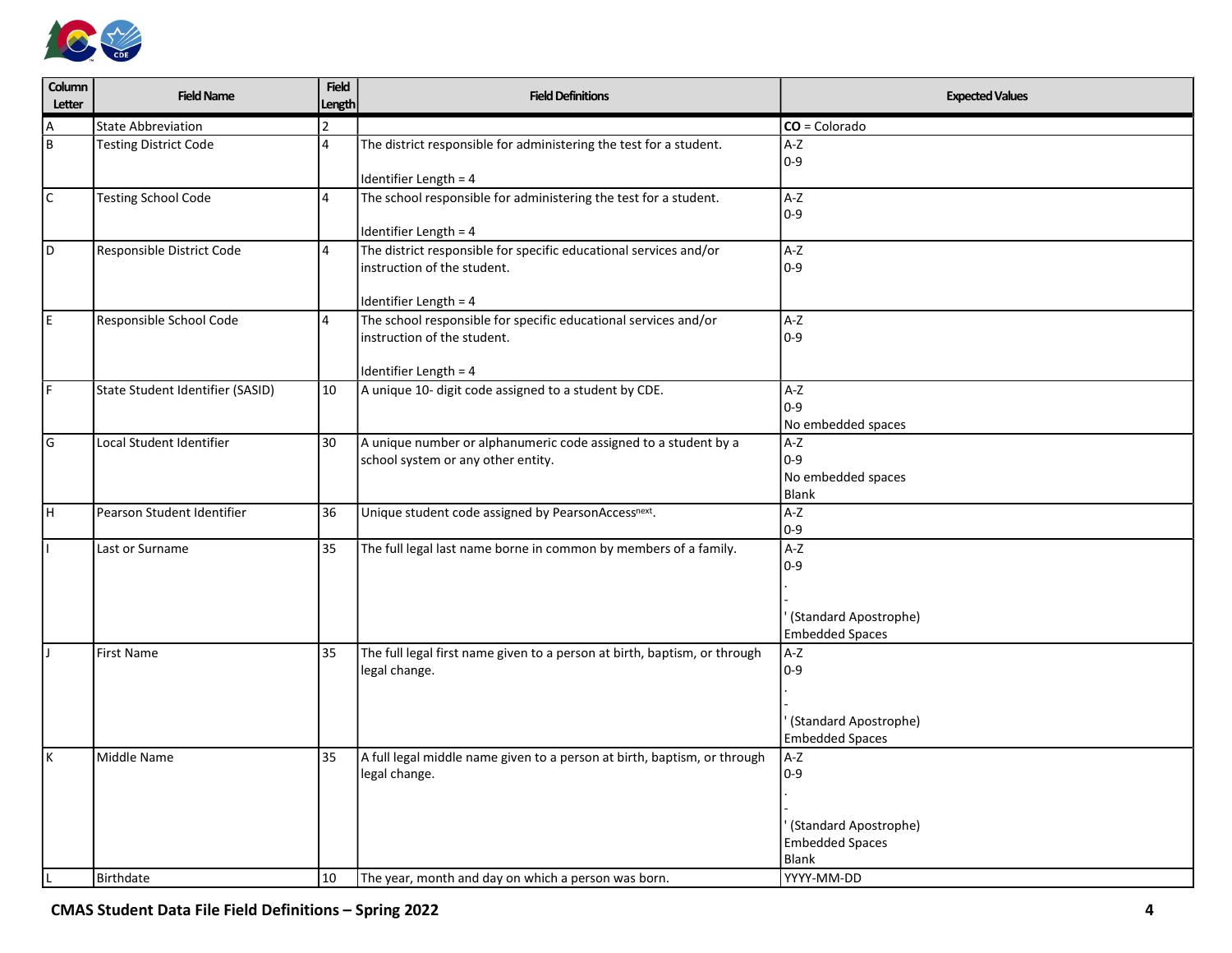| Column Letter | Field Name | Field Length | Field Definitions | Expected Values |
|---|---|---|---|---|
| A | State Abbreviation | 2 | | **CO** = Colorado |
| B | Testing District Code | 4 | The district responsible for administering the test for a student.<br><br>Identifier Length = 4 | A-Z<br>0-9 |
| C | Testing School Code | 4 | The school responsible for administering the test for a student.<br><br>Identifier Length = 4 | A-Z<br>0-9 |
| D | Responsible District Code | 4 | The district responsible for specific educational services and/or instruction of the student.<br><br>Identifier Length = 4 | A-Z<br>0-9 |
| E | Responsible School Code | 4 | The school responsible for specific educational services and/or instruction of the student.<br><br>Identifier Length = 4 | A-Z<br>0-9 |
| F | State Student Identifier (SASID) | 10 | A unique 10- digit code assigned to a student by CDE. | A-Z<br>0-9<br>No embedded spaces |
| G | Local Student Identifier | 30 | A unique number or alphanumeric code assigned to a student by a school system or any other entity. | A-Z<br>0-9<br>No embedded spaces<br>Blank |
| H | Pearson Student Identifier | 36 | Unique student code assigned by PearsonAccess[next]. | A-Z<br>0-9 |
| I | Last or Surname | 35 | The full legal last name borne in common by members of a family. | A-Z<br>0-9<br>.<br>-<br>' (Standard Apostrophe)<br>Embedded Spaces |
| J | First Name | 35 | The full legal first name given to a person at birth, baptism, or through legal change. | A-Z<br>0-9<br>.<br>-<br>' (Standard Apostrophe)<br>Embedded Spaces |
| K | Middle Name | 35 | A full legal middle name given to a person at birth, baptism, or through legal change. | A-Z<br>0-9<br>.<br>-<br>' (Standard Apostrophe)<br>Embedded Spaces<br>Blank |
| L | Birthdate | 10 | The year, month and day on which a person was born. | YYYY-MM-DD |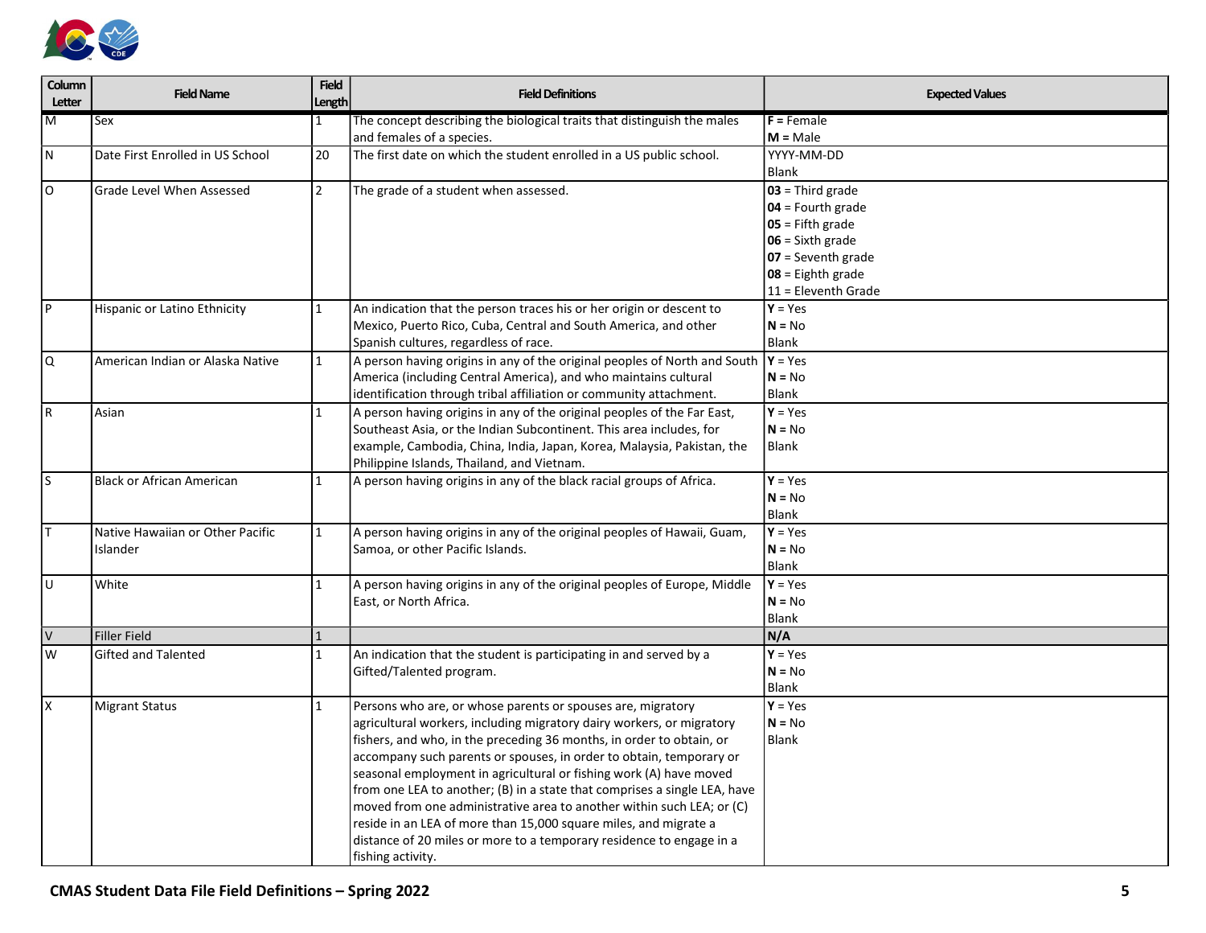| Column Letter | Field Name | Field Length | Field Definitions | Expected Values |
|---|---|---|---|---|
| M | Sex | 1 | The concept describing the biological traits that distinguish the males and females of a species. | **F =** Female<br>**M =** Male |
| N | Date First Enrolled in US School | 20 | The first date on which the student enrolled in a US public school. | YYYY-MM-DD<br>Blank |
| O | Grade Level When Assessed | 2 | The grade of a student when assessed. | **03** = Third grade<br>**04** = Fourth grade<br>**05** = Fifth grade<br>**06** = Sixth grade<br>**07** = Seventh grade<br>**08** = Eighth grade<br>11 = Eleventh Grade |
| P | Hispanic or Latino Ethnicity | 1 | An indication that the person traces his or her origin or descent to Mexico, Puerto Rico, Cuba, Central and South America, and other Spanish cultures, regardless of race. | **Y** = Yes<br>**N** = No<br>Blank |
| Q | American Indian or Alaska Native | 1 | A person having origins in any of the original peoples of North and South America (including Central America), and who maintains cultural identification through tribal affiliation or community attachment. | **Y** = Yes<br>**N** = No<br>Blank |
| R | Asian | 1 | A person having origins in any of the original peoples of the Far East, Southeast Asia, or the Indian Subcontinent. This area includes, for example, Cambodia, China, India, Japan, Korea, Malaysia, Pakistan, the Philippine Islands, Thailand, and Vietnam. | **Y** = Yes<br>**N** = No<br>Blank |
| S | Black or African American | 1 | A person having origins in any of the black racial groups of Africa. | **Y** = Yes<br>**N** = No<br>Blank |
| T | Native Hawaiian or Other Pacific Islander | 1 | A person having origins in any of the original peoples of Hawaii, Guam, Samoa, or other Pacific Islands. | **Y** = Yes<br>**N** = No<br>Blank |
| U | White | 1 | A person having origins in any of the original peoples of Europe, Middle East, or North Africa. | **Y** = Yes<br>**N** = No<br>Blank |
| V | Filler Field | 1 | | **N/A** |
| W | Gifted and Talented | 1 | An indication that the student is participating in and served by a Gifted/Talented program. | **Y** = Yes<br>**N** = No<br>Blank |
| X | Migrant Status | 1 | Persons who are, or whose parents or spouses are, migratory agricultural workers, including migratory dairy workers, or migratory fishers, and who, in the preceding 36 months, in order to obtain, or accompany such parents or spouses, in order to obtain, temporary or seasonal employment in agricultural or fishing work (A) have moved from one LEA to another; (B) in a state that comprises a single LEA, have moved from one administrative area to another within such LEA; or (C) reside in an LEA of more than 15,000 square miles, and migrate a distance of 20 miles or more to a temporary residence to engage in a fishing activity. | **Y** = Yes<br>**N** = No<br>Blank |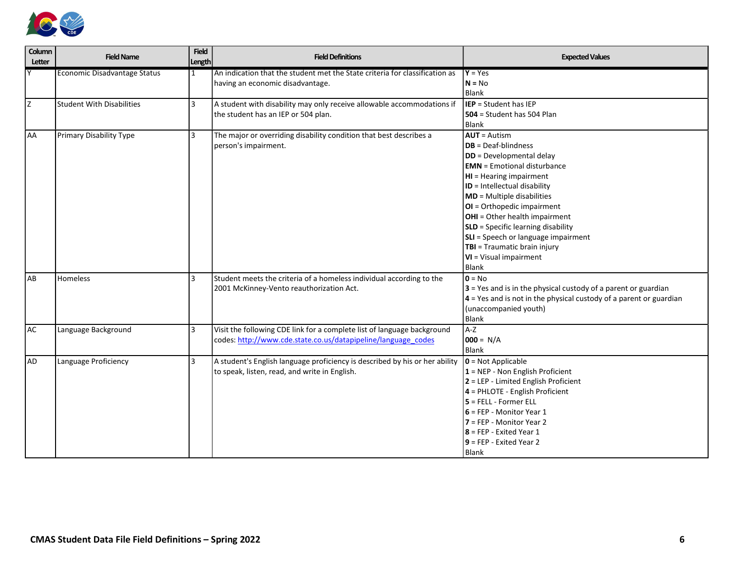| Column Letter | Field Name | Field Length | Field Definitions | Expected Values |
|---|---|---|---|---|
| Y | Economic Disadvantage Status | 1 | An indication that the student met the State criteria for classification as having an economic disadvantage. | **Y** = Yes<br>**N** = No<br>Blank |
| Z | Student With Disabilities | 3 | A student with disability may only receive allowable accommodations if the student has an IEP or 504 plan. | **IEP** = Student has IEP<br>**504** = Student has 504 Plan<br>Blank |
| AA | Primary Disability Type | 3 | The major or overriding disability condition that best describes a person's impairment. | **AUT** = Autism<br>**DB** = Deaf-blindness<br>**DD** = Developmental delay<br>**EMN** = Emotional disturbance<br>**HI** = Hearing impairment<br>**ID** = Intellectual disability<br>**MD** = Multiple disabilities<br>**OI** = Orthopedic impairment<br>**OHI** = Other health impairment<br>**SLD** = Specific learning disability<br>**SLI** = Speech or language impairment<br>**TBI** = Traumatic brain injury<br>**VI** = Visual impairment<br>Blank |
| AB | Homeless | 3 | Student meets the criteria of a homeless individual according to the 2001 McKinney-Vento reauthorization Act. | **0** = No<br>**3** = Yes and is in the physical custody of a parent or guardian<br>**4** = Yes and is not in the physical custody of a parent or guardian (unaccompanied youth)<br>Blank |
| AC | Language Background | 3 | Visit the following CDE link for a complete list of language background codes: http://www.cde.state.co.us/datapipeline/language_codes | A-Z<br>**000** = N/A<br>Blank |
| AD | Language Proficiency | 3 | A student's English language proficiency is described by his or her ability to speak, listen, read, and write in English. | **0** = Not Applicable<br>**1** = NEP - Non English Proficient<br>**2** = LEP - Limited English Proficient<br>**4** = PHLOTE - English Proficient<br>**5** = FELL - Former ELL<br>**6** = FEP - Monitor Year 1<br>**7** = FEP - Monitor Year 2<br>**8** = FEP - Exited Year 1<br>**9** = FEP - Exited Year 2<br>Blank |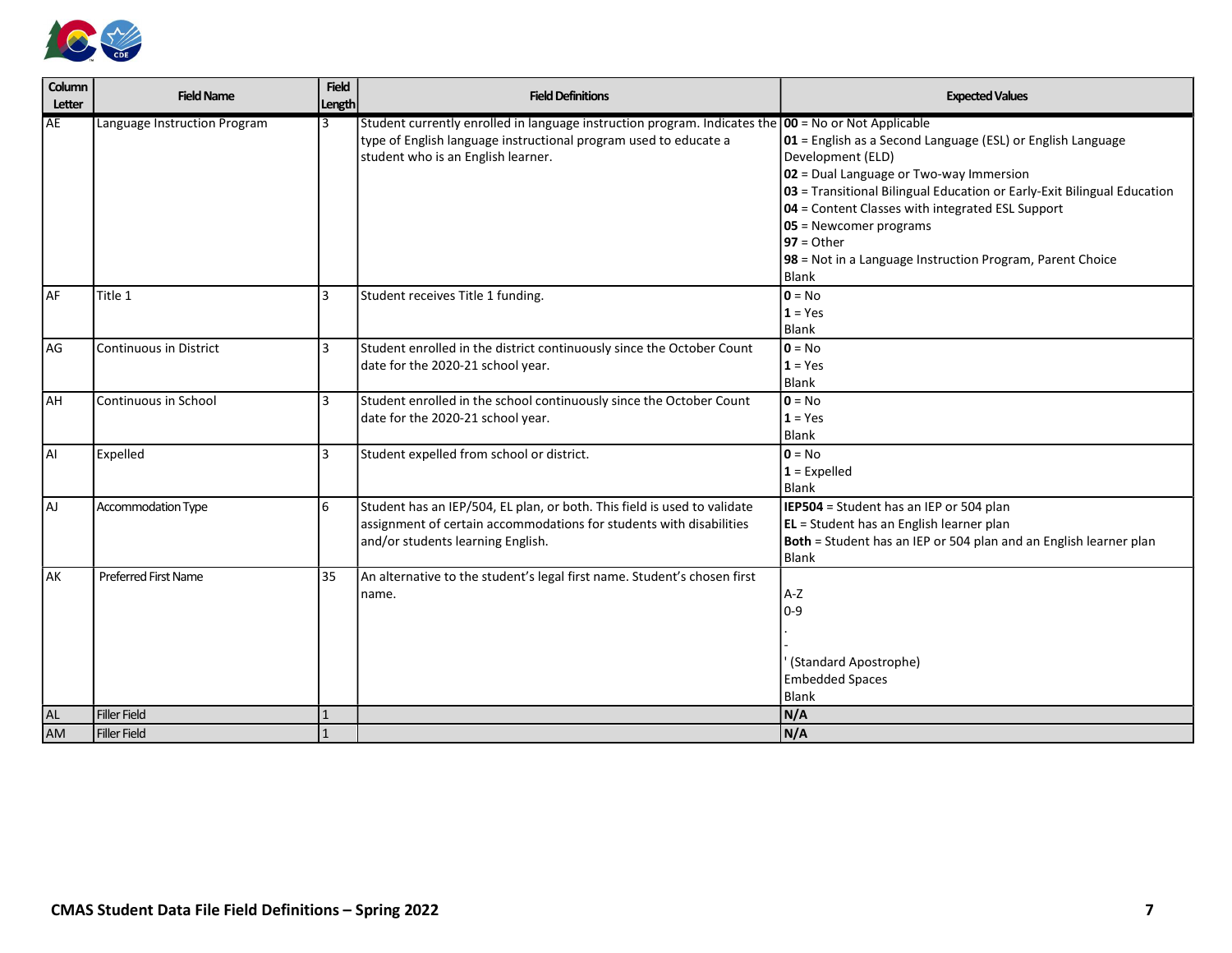| Column Letter | Field Name | Field Length | Field Definitions | Expected Values |
|---|---|---|---|---|
| AE | Language Instruction Program | 3 | Student currently enrolled in language instruction program. Indicates the type of English language instructional program used to educate a student who is an English learner. | **00** = No or Not Applicable<br>**01** = English as a Second Language (ESL) or English Language Development (ELD)<br>**02** = Dual Language or Two-way Immersion<br>**03** = Transitional Bilingual Education or Early-Exit Bilingual Education<br>**04** = Content Classes with integrated ESL Support<br>**05** = Newcomer programs<br>**97** = Other<br>**98** = Not in a Language Instruction Program, Parent Choice<br>Blank |
| AF | Title 1 | 3 | Student receives Title 1 funding. | **0** = No<br>**1** = Yes<br>Blank |
| AG | Continuous in District | 3 | Student enrolled in the district continuously since the October Count date for the 2020-21 school year. | **0** = No<br>**1** = Yes<br>Blank |
| AH | Continuous in School | 3 | Student enrolled in the school continuously since the October Count date for the 2020-21 school year. | **0** = No<br>**1** = Yes<br>Blank |
| AI | Expelled | 3 | Student expelled from school or district. | **0** = No<br>**1** = Expelled<br>Blank |
| AJ | Accommodation Type | 6 | Student has an IEP/504, EL plan, or both. This field is used to validate assignment of certain accommodations for students with disabilities and/or students learning English. | **IEP504** = Student has an IEP or 504 plan<br>**EL** = Student has an English learner plan<br>**Both** = Student has an IEP or 504 plan and an English learner plan<br>Blank |
| AK | Preferred First Name | 35 | An alternative to the student's legal first name. Student's chosen first name. | A-Z<br>0-9<br>.<br>-<br>' (Standard Apostrophe)<br>Embedded Spaces<br>Blank |
| AL | Filler Field | 1 | | **N/A** |
| AM | Filler Field | 1 | | **N/A** |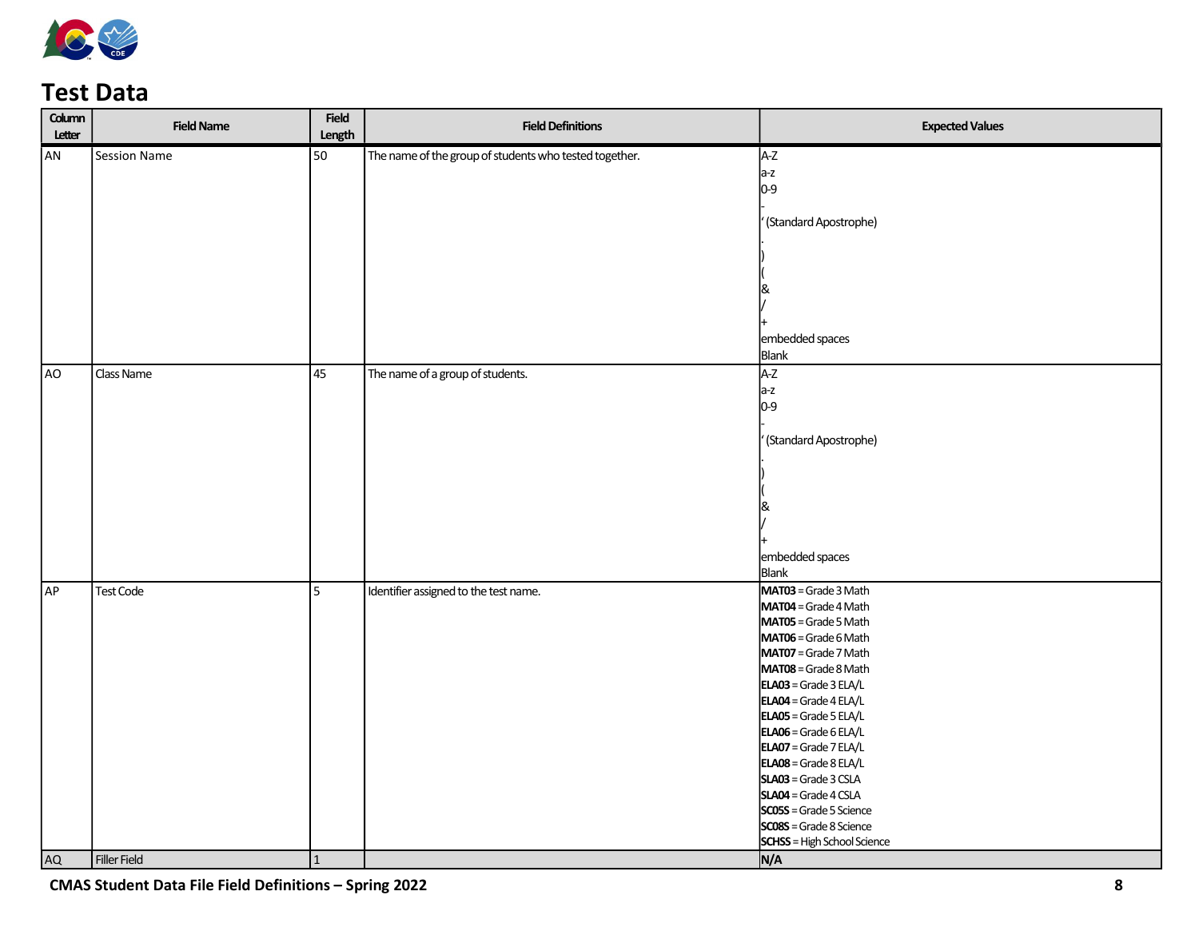# Test Data

| Column Letter | Field Name | Field Length | Field Definitions | Expected Values |
| --- | --- | --- | --- | --- |
| AN | Session Name | 50 | The name of the group of students who tested together. | A-Z<br>a-z<br>0-9<br>-<br>' (Standard Apostrophe)<br>.<br>)<br>(<br>&<br>/<br>+<br>embedded spaces<br>Blank |
| AO | Class Name | 45 | The name of a group of students. | A-Z<br>a-z<br>0-9<br>-<br>' (Standard Apostrophe)<br>.<br>)<br>(<br>&<br>/<br>+<br>embedded spaces<br>Blank |
| AP | Test Code | 5 | Identifier assigned to the test name. | **MAT03** = Grade 3 Math<br>**MAT04** = Grade 4 Math<br>**MAT05** = Grade 5 Math<br>**MAT06** = Grade 6 Math<br>**MAT07** = Grade 7 Math<br>**MAT08** = Grade 8 Math<br>**ELA03** = Grade 3 ELA/L<br>**ELA04** = Grade 4 ELA/L<br>**ELA05** = Grade 5 ELA/L<br>**ELA06** = Grade 6 ELA/L<br>**ELA07** = Grade 7 ELA/L<br>**ELA08** = Grade 8 ELA/L<br>**SLA03** = Grade 3 CSLA<br>**SLA04** = Grade 4 CSLA<br>**SC05S** = Grade 5 Science<br>**SC08S** = Grade 8 Science<br>**SCHSS** = High School Science |
| AQ | Filler Field | 1 | | **N/A** |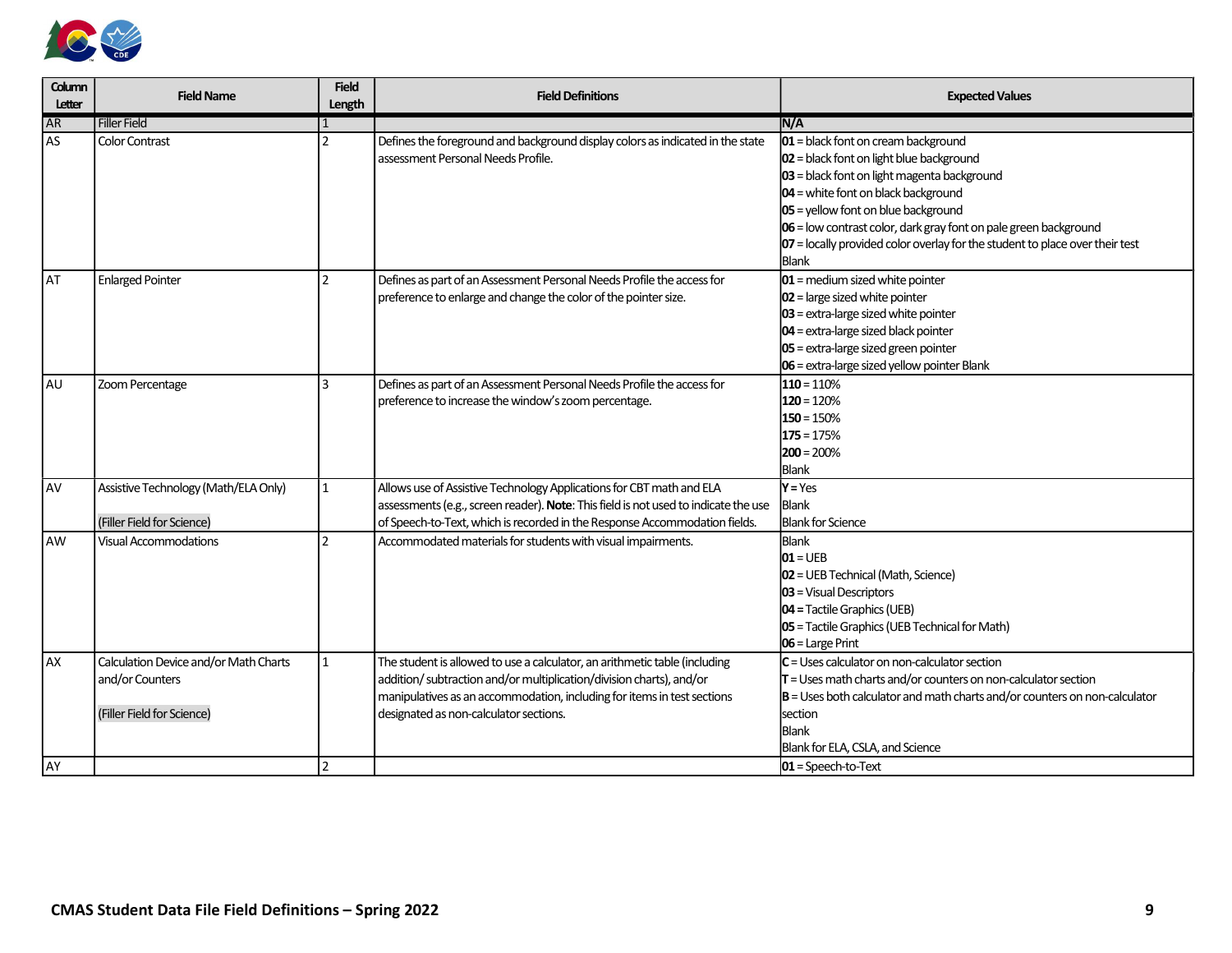| Column Letter | Field Name | Field Length | Field Definitions | Expected Values |
|---|---|---|---|---|
| AR | Filler Field | 1 | | **N/A** |
| AS | Color Contrast | 2 | Defines the foreground and background display colors as indicated in the state assessment Personal Needs Profile. | **01** = black font on cream background<br>**02** = black font on light blue background<br>**03** = black font on light magenta background<br>**04** = white font on black background<br>**05** = yellow font on blue background<br>**06** = low contrast color, dark gray font on pale green background<br>**07** = locally provided color overlay for the student to place over their test<br>Blank |
| AT | Enlarged Pointer | 2 | Defines as part of an Assessment Personal Needs Profile the access for preference to enlarge and change the color of the pointer size. | **01** = medium sized white pointer<br>**02** = large sized white pointer<br>**03** = extra-large sized white pointer<br>**04** = extra-large sized black pointer<br>**05** = extra-large sized green pointer<br>**06** = extra-large sized yellow pointer Blank |
| AU | Zoom Percentage | 3 | Defines as part of an Assessment Personal Needs Profile the access for preference to increase the window's zoom percentage. | **110** = 110%<br>**120** = 120%<br>**150** = 150%<br>**175** = 175%<br>**200** = 200%<br>Blank |
| AV | Assistive Technology (Math/ELA Only)<br><br>(Filler Field for Science) | 1 | Allows use of Assistive Technology Applications for CBT math and ELA assessments (e.g., screen reader). **Note**: This field is not used to indicate the use of Speech-to-Text, which is recorded in the Response Accommodation fields. | **Y** = Yes<br>Blank<br>Blank for Science |
| AW | Visual Accommodations | 2 | Accommodated materials for students with visual impairments. | Blank<br>**01** = UEB<br>**02** = UEB Technical (Math, Science)<br>**03** = Visual Descriptors<br>**04** = Tactile Graphics (UEB)<br>**05** = Tactile Graphics (UEB Technical for Math)<br>**06** = Large Print |
| AX | Calculation Device and/or Math Charts and/or Counters<br><br>(Filler Field for Science) | 1 | The student is allowed to use a calculator, an arithmetic table (including addition/ subtraction and/or multiplication/division charts), and/or manipulatives as an accommodation, including for items in test sections designated as non-calculator sections. | **C** = Uses calculator on non-calculator section<br>**T** = Uses math charts and/or counters on non-calculator section<br>**B** = Uses both calculator and math charts and/or counters on non-calculator section<br>Blank<br>Blank for ELA, CSLA, and Science |
| AY | | 2 | | **01** = Speech-to-Text |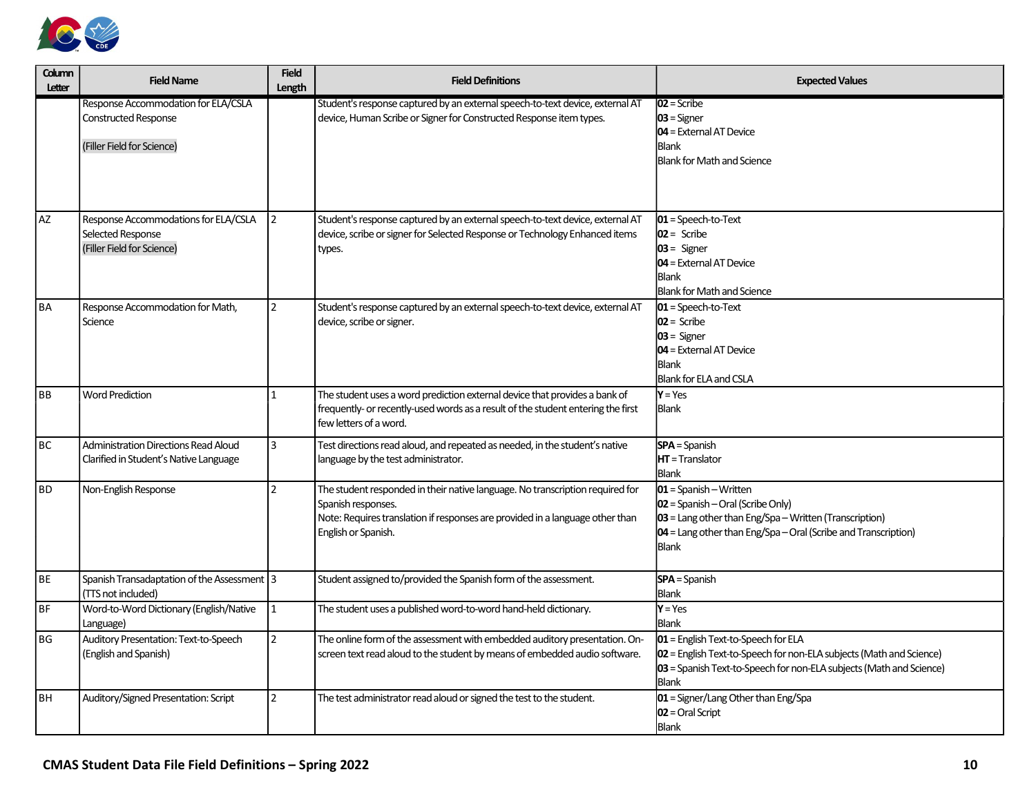| Column Letter | Field Name | Field Length | Field Definitions | Expected Values |
|---|---|---|---|---|
| | Response Accommodation for ELA/CSLA Constructed Response<br><br>(Filler Field for Science) | | Student's response captured by an external speech-to-text device, external AT device, Human Scribe or Signer for Constructed Response item types. | **02** = Scribe<br>**03** = Signer<br>**04** = External AT Device<br>Blank<br>Blank for Math and Science |
| AZ | Response Accommodations for ELA/CSLA Selected Response<br>(Filler Field for Science) | 2 | Student's response captured by an external speech-to-text device, external AT device, scribe or signer for Selected Response or Technology Enhanced items types. | **01** = Speech-to-Text<br>**02** = Scribe<br>**03** = Signer<br>**04** = External AT Device<br>Blank<br>Blank for Math and Science |
| BA | Response Accommodation for Math, Science | 2 | Student's response captured by an external speech-to-text device, external AT device, scribe or signer. | **01** = Speech-to-Text<br>**02** = Scribe<br>**03** = Signer<br>**04** = External AT Device<br>Blank<br>Blank for ELA and CSLA |
| BB | Word Prediction | 1 | The student uses a word prediction external device that provides a bank of frequently- or recently-used words as a result of the student entering the first few letters of a word. | **Y** = Yes<br>Blank |
| BC | Administration Directions Read Aloud Clarified in Student's Native Language | 3 | Test directions read aloud, and repeated as needed, in the student's native language by the test administrator. | **SPA** = Spanish<br>**HT** = Translator<br>Blank |
| BD | Non-English Response | 2 | The student responded in their native language. No transcription required for Spanish responses.<br>Note: Requires translation if responses are provided in a language other than English or Spanish. | **01** = Spanish – Written<br>**02** = Spanish – Oral (Scribe Only)<br>**03** = Lang other than Eng/Spa – Written (Transcription)<br>**04** = Lang other than Eng/Spa – Oral (Scribe and Transcription)<br>Blank |
| BE | Spanish Transadaptation of the Assessment (TTS not included) | 3 | Student assigned to/provided the Spanish form of the assessment. | **SPA** = Spanish<br>Blank |
| BF | Word-to-Word Dictionary (English/Native Language) | 1 | The student uses a published word-to-word hand-held dictionary. | **Y** = Yes<br>Blank |
| BG | Auditory Presentation: Text-to-Speech (English and Spanish) | 2 | The online form of the assessment with embedded auditory presentation. On-screen text read aloud to the student by means of embedded audio software. | **01** = English Text-to-Speech for ELA<br>**02** = English Text-to-Speech for non-ELA subjects (Math and Science)<br>**03** = Spanish Text-to-Speech for non-ELA subjects (Math and Science)<br>Blank |
| BH | Auditory/Signed Presentation: Script | 2 | The test administrator read aloud or signed the test to the student. | **01** = Signer/Lang Other than Eng/Spa<br>**02** = Oral Script<br>Blank |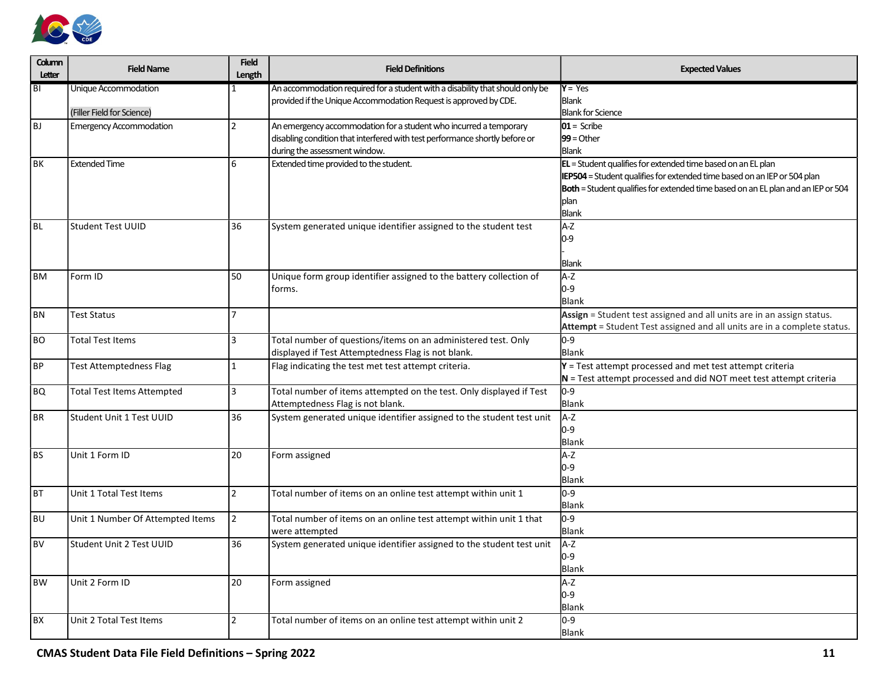| Column Letter | Field Name | Field Length | Field Definitions | Expected Values |
|---|---|---|---|---|
| BI | Unique Accommodation<br><br>(Filler Field for Science) | 1 | An accommodation required for a student with a disability that should only be provided if the Unique Accommodation Request is approved by CDE. | **Y** = Yes<br>Blank<br>Blank for Science |
| BJ | Emergency Accommodation | 2 | An emergency accommodation for a student who incurred a temporary disabling condition that interfered with test performance shortly before or during the assessment window. | **01** = Scribe<br>**99** = Other<br>Blank |
| BK | Extended Time | 6 | Extended time provided to the student. | **EL** = Student qualifies for extended time based on an EL plan<br>**IEP504** = Student qualifies for extended time based on an IEP or 504 plan<br>**Both** = Student qualifies for extended time based on an EL plan and an IEP or 504 plan<br>Blank |
| BL | Student Test UUID | 36 | System generated unique identifier assigned to the student test | A-Z<br>0-9<br>-<br>Blank |
| BM | Form ID | 50 | Unique form group identifier assigned to the battery collection of forms. | A-Z<br>0-9<br>Blank |
| BN | Test Status | 7 | | **Assign** = Student test assigned and all units are in an assign status.<br>**Attempt** = Student Test assigned and all units are in a complete status. |
| BO | Total Test Items | 3 | Total number of questions/items on an administered test. Only displayed if Test Attemptedness Flag is not blank. | 0-9<br>Blank |
| BP | Test Attemptedness Flag | 1 | Flag indicating the test met test attempt criteria. | **Y** = Test attempt processed and met test attempt criteria<br>**N** = Test attempt processed and did NOT meet test attempt criteria |
| BQ | Total Test Items Attempted | 3 | Total number of items attempted on the test. Only displayed if Test Attemptedness Flag is not blank. | 0-9<br>Blank |
| BR | Student Unit 1 Test UUID | 36 | System generated unique identifier assigned to the student test unit | A-Z<br>0-9<br>Blank |
| BS | Unit 1 Form ID | 20 | Form assigned | A-Z<br>0-9<br>Blank |
| BT | Unit 1 Total Test Items | 2 | Total number of items on an online test attempt within unit 1 | 0-9<br>Blank |
| BU | Unit 1 Number Of Attempted Items | 2 | Total number of items on an online test attempt within unit 1 that were attempted | 0-9<br>Blank |
| BV | Student Unit 2 Test UUID | 36 | System generated unique identifier assigned to the student test unit | A-Z<br>0-9<br>Blank |
| BW | Unit 2 Form ID | 20 | Form assigned | A-Z<br>0-9<br>Blank |
| BX | Unit 2 Total Test Items | 2 | Total number of items on an online test attempt within unit 2 | 0-9<br>Blank |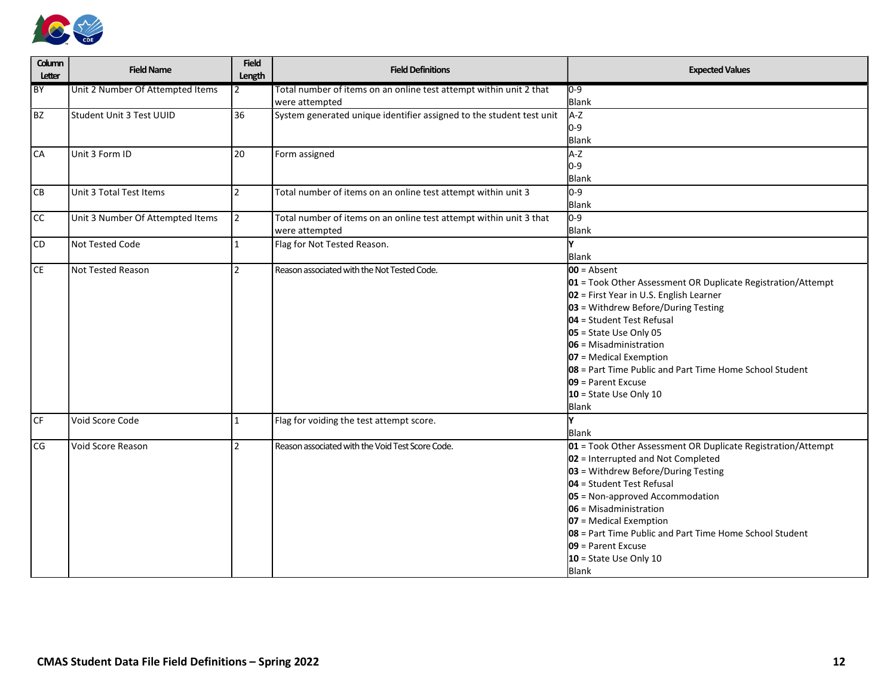| Column Letter | Field Name | Field Length | Field Definitions | Expected Values |
|---|---|---|---|---|
| BY | Unit 2 Number Of Attempted Items | 2 | Total number of items on an online test attempt within unit 2 that were attempted | 0-9<br>Blank |
| BZ | Student Unit 3 Test UUID | 36 | System generated unique identifier assigned to the student test unit | A-Z<br>0-9<br>Blank |
| CA | Unit 3 Form ID | 20 | Form assigned | A-Z<br>0-9<br>Blank |
| CB | Unit 3 Total Test Items | 2 | Total number of items on an online test attempt within unit 3 | 0-9<br>Blank |
| CC | Unit 3 Number Of Attempted Items | 2 | Total number of items on an online test attempt within unit 3 that were attempted | 0-9<br>Blank |
| CD | Not Tested Code | 1 | Flag for Not Tested Reason. | Y<br>Blank |
| CE | Not Tested Reason | 2 | Reason associated with the Not Tested Code. | **00** = Absent<br>**01** = Took Other Assessment OR Duplicate Registration/Attempt<br>**02** = First Year in U.S. English Learner<br>**03** = Withdrew Before/During Testing<br>**04** = Student Test Refusal<br>**05** = State Use Only 05<br>**06** = Misadministration<br>**07** = Medical Exemption<br>**08** = Part Time Public and Part Time Home School Student<br>**09** = Parent Excuse<br>**10** = State Use Only 10<br>Blank |
| CF | Void Score Code | 1 | Flag for voiding the test attempt score. | Y<br>Blank |
| CG | Void Score Reason | 2 | Reason associated with the Void Test Score Code. | **01** = Took Other Assessment OR Duplicate Registration/Attempt<br>**02** = Interrupted and Not Completed<br>**03** = Withdrew Before/During Testing<br>**04** = Student Test Refusal<br>**05** = Non-approved Accommodation<br>**06** = Misadministration<br>**07** = Medical Exemption<br>**08** = Part Time Public and Part Time Home School Student<br>**09** = Parent Excuse<br>**10** = State Use Only 10<br>Blank |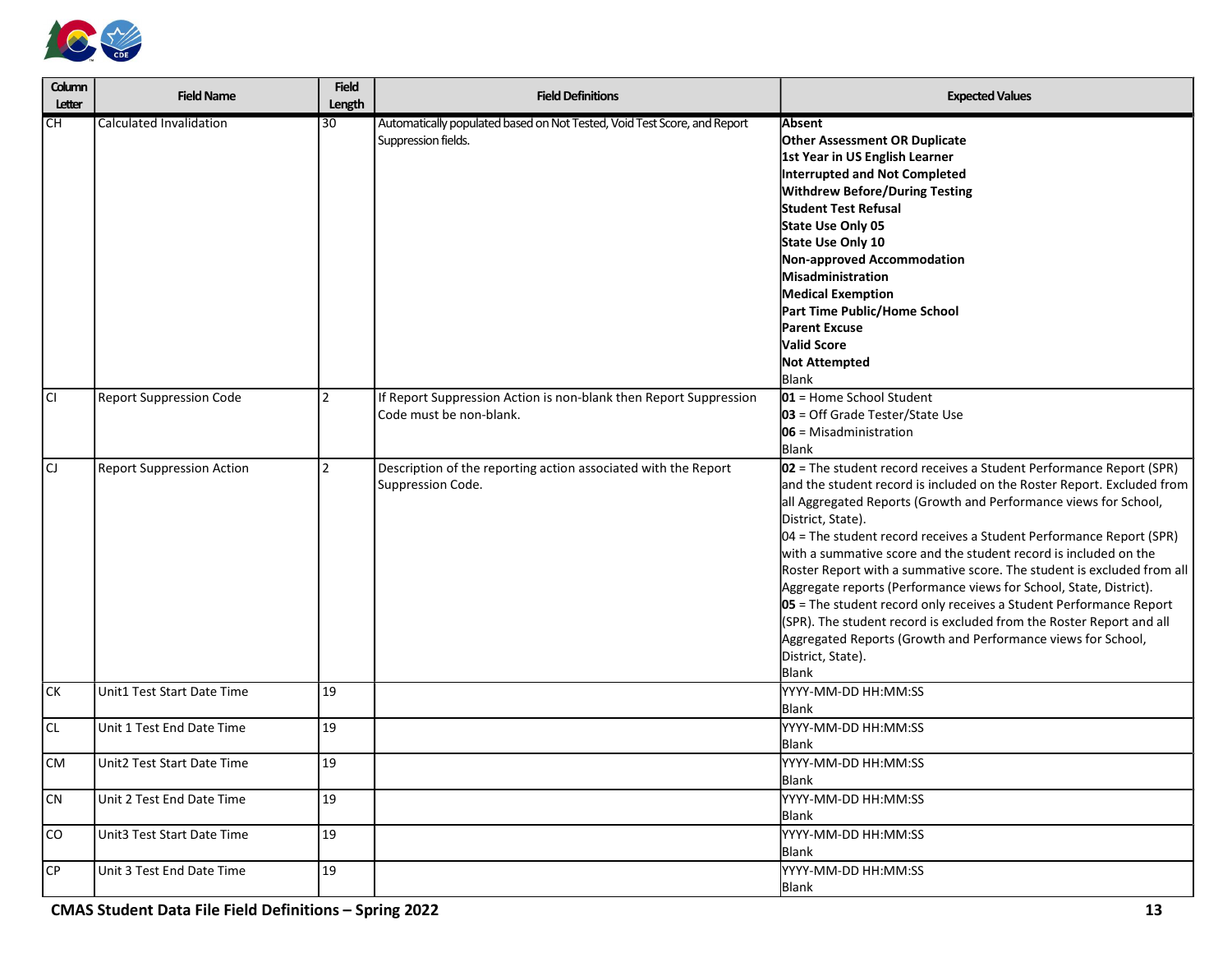| Column Letter | Field Name | Field Length | Field Definitions | Expected Values |
|---|---|---|---|---|
| CH | Calculated Invalidation | 30 | Automatically populated based on Not Tested, Void Test Score, and Report Suppression fields. | **Absent**<br>**Other Assessment OR Duplicate**<br>**1st Year in US English Learner**<br>**Interrupted and Not Completed**<br>**Withdrew Before/During Testing**<br>**Student Test Refusal**<br>**State Use Only 05**<br>**State Use Only 10**<br>**Non-approved Accommodation**<br>**Misadministration**<br>**Medical Exemption**<br>**Part Time Public/Home School**<br>**Parent Excuse**<br>**Valid Score**<br>**Not Attempted**<br>Blank |
| CI | Report Suppression Code | 2 | If Report Suppression Action is non-blank then Report Suppression Code must be non-blank. | **01** = Home School Student<br>**03** = Off Grade Tester/State Use<br>**06** = Misadministration<br>Blank |
| CJ | Report Suppression Action | 2 | Description of the reporting action associated with the Report Suppression Code. | **02** = The student record receives a Student Performance Report (SPR) and the student record is included on the Roster Report. Excluded from all Aggregated Reports (Growth and Performance views for School, District, State).<br>04 = The student record receives a Student Performance Report (SPR) with a summative score and the student record is included on the Roster Report with a summative score. The student is excluded from all Aggregate reports (Performance views for School, State, District).<br>**05** = The student record only receives a Student Performance Report (SPR). The student record is excluded from the Roster Report and all Aggregated Reports (Growth and Performance views for School, District, State).<br>Blank |
| CK | Unit1 Test Start Date Time | 19 | | YYYY-MM-DD HH:MM:SS<br>Blank |
| CL | Unit 1 Test End Date Time | 19 | | YYYY-MM-DD HH:MM:SS<br>Blank |
| CM | Unit2 Test Start Date Time | 19 | | YYYY-MM-DD HH:MM:SS<br>Blank |
| CN | Unit 2 Test End Date Time | 19 | | YYYY-MM-DD HH:MM:SS<br>Blank |
| CO | Unit3 Test Start Date Time | 19 | | YYYY-MM-DD HH:MM:SS<br>Blank |
| CP | Unit 3 Test End Date Time | 19 | | YYYY-MM-DD HH:MM:SS<br>Blank |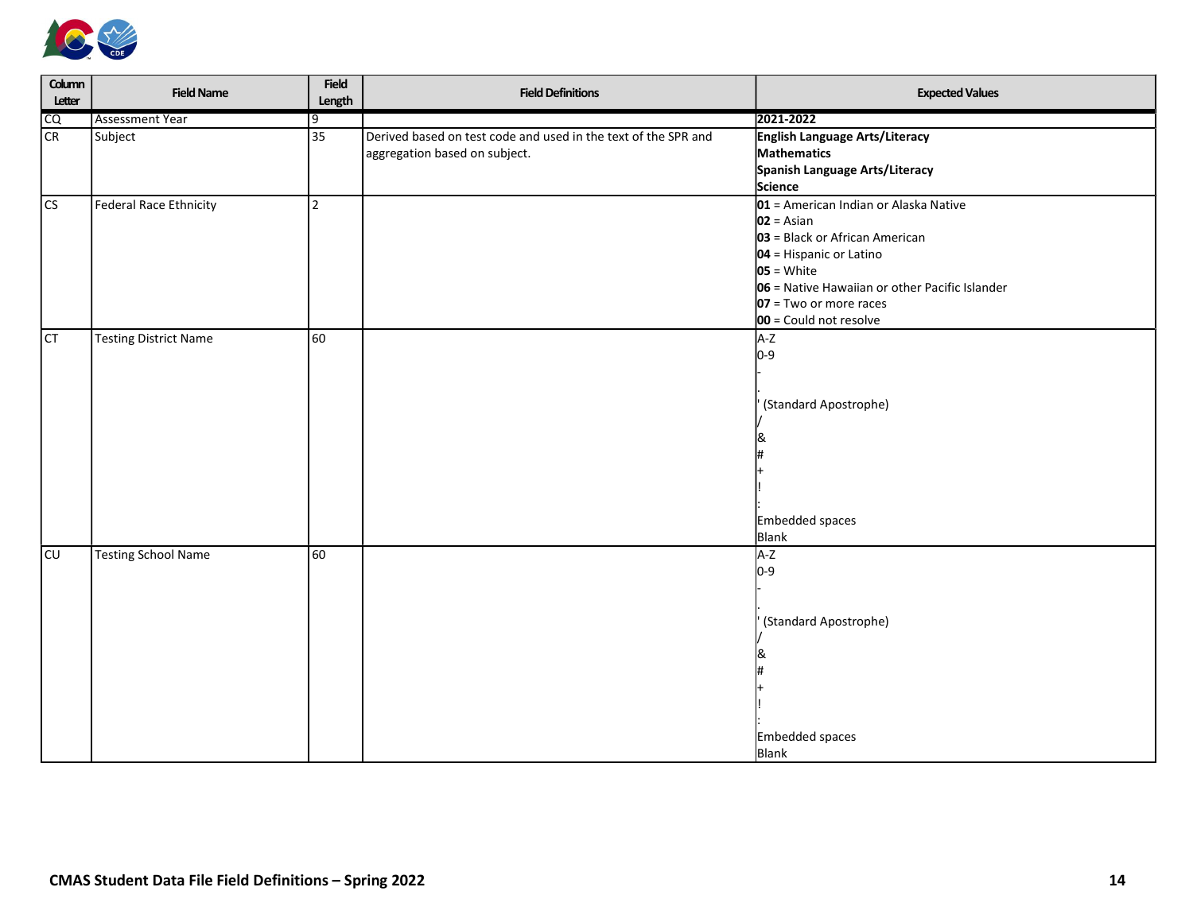| Column Letter | Field Name | Field Length | Field Definitions | Expected Values |
|---|---|---|---|---|
| CQ | Assessment Year | 9 | | **2021-2022** |
| CR | Subject | 35 | Derived based on test code and used in the text of the SPR and aggregation based on subject. | **English Language Arts/Literacy**<br>**Mathematics**<br>**Spanish Language Arts/Literacy**<br>**Science** |
| CS | Federal Race Ethnicity | 2 | | **01** = American Indian or Alaska Native<br>**02** = Asian<br>**03** = Black or African American<br>**04** = Hispanic or Latino<br>**05** = White<br>**06** = Native Hawaiian or other Pacific Islander<br>**07** = Two or more races<br>**00** = Could not resolve |
| CT | Testing District Name | 60 | | A-Z<br>0-9<br>-<br>.<br>' (Standard Apostrophe)<br>/<br>&<br>#<br>+<br>!<br>:<br>Embedded spaces<br>Blank |
| CU | Testing School Name | 60 | | A-Z<br>0-9<br>-<br>.<br>' (Standard Apostrophe)<br>/<br>&<br>#<br>+<br>!<br>:<br>Embedded spaces<br>Blank |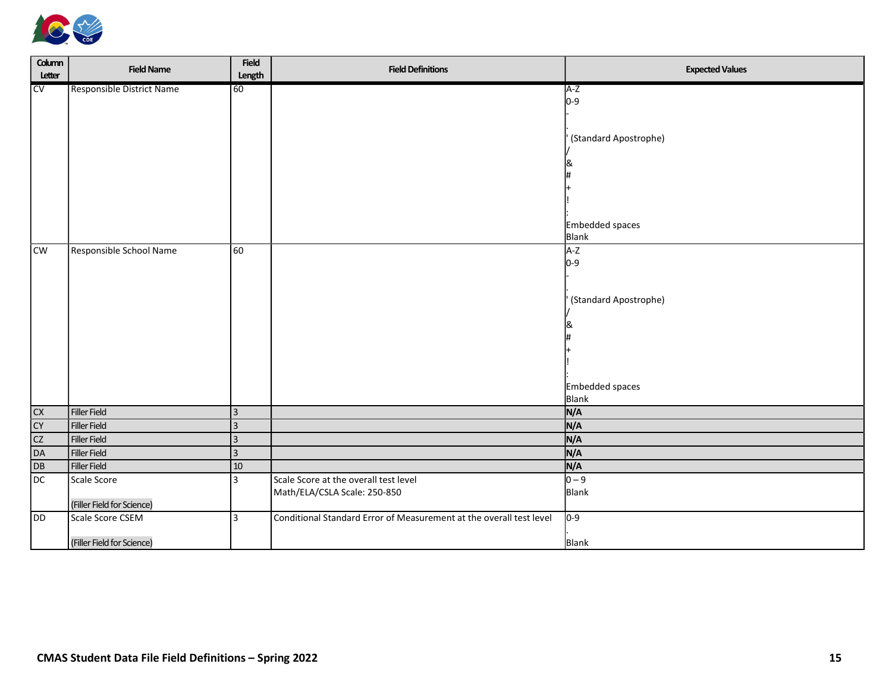| Column Letter | Field Name | Field Length | Field Definitions | Expected Values |
|---|---|---|---|---|
| CV | Responsible District Name | 60 | | A-Z<br>0-9<br>-<br>.<br>' (Standard Apostrophe)<br>/<br>&<br>#<br>+<br>!<br>:<br>Embedded spaces<br>Blank |
| CW | Responsible School Name | 60 | | A-Z<br>0-9<br>-<br>.<br>' (Standard Apostrophe)<br>/<br>&<br>#<br>+<br>!<br>:<br>Embedded spaces<br>Blank |
| CX | Filler Field | 3 | | **N/A** |
| CY | Filler Field | 3 | | **N/A** |
| CZ | Filler Field | 3 | | **N/A** |
| DA | Filler Field | 3 | | **N/A** |
| DB | Filler Field | 10 | | **N/A** |
| DC | Scale Score<br><br>(Filler Field for Science) | 3 | Scale Score at the overall test level<br>Math/ELA/CSLA Scale: 250-850 | 0 – 9<br>Blank |
| DD | Scale Score CSEM<br><br>(Filler Field for Science) | 3 | Conditional Standard Error of Measurement at the overall test level | 0-9<br>.<br>Blank |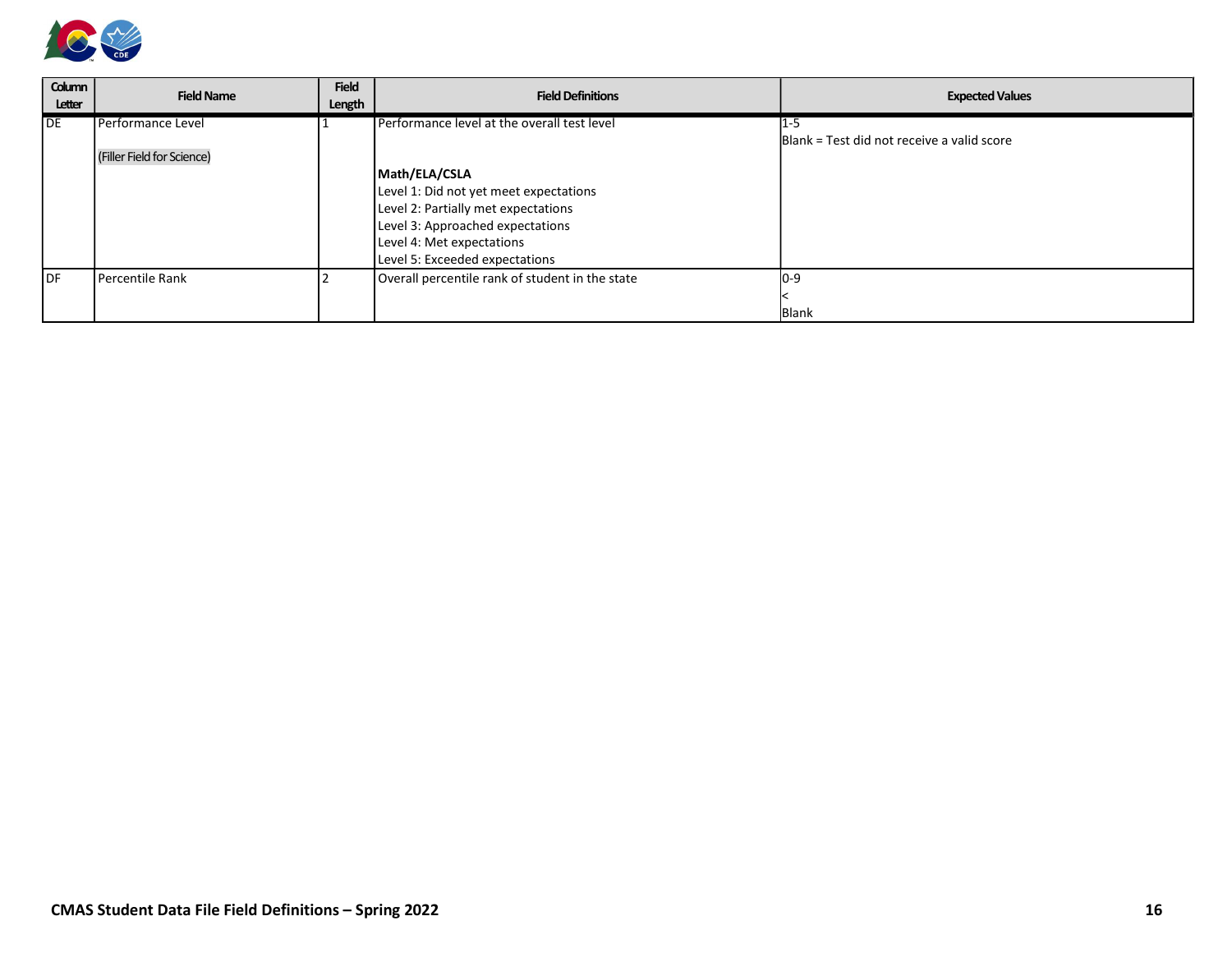| Column Letter | Field Name | Field Length | Field Definitions | Expected Values |
|---|---|---|---|---|
| DE | Performance Level<br><br>(Filler Field for Science) | 1 | Performance level at the overall test level<br><br>**Math/ELA/CSLA**<br>Level 1: Did not yet meet expectations<br>Level 2: Partially met expectations<br>Level 3: Approached expectations<br>Level 4: Met expectations<br>Level 5: Exceeded expectations | 1-5<br>Blank = Test did not receive a valid score |
| DF | Percentile Rank | 2 | Overall percentile rank of student in the state | 0-9<br><<br>Blank |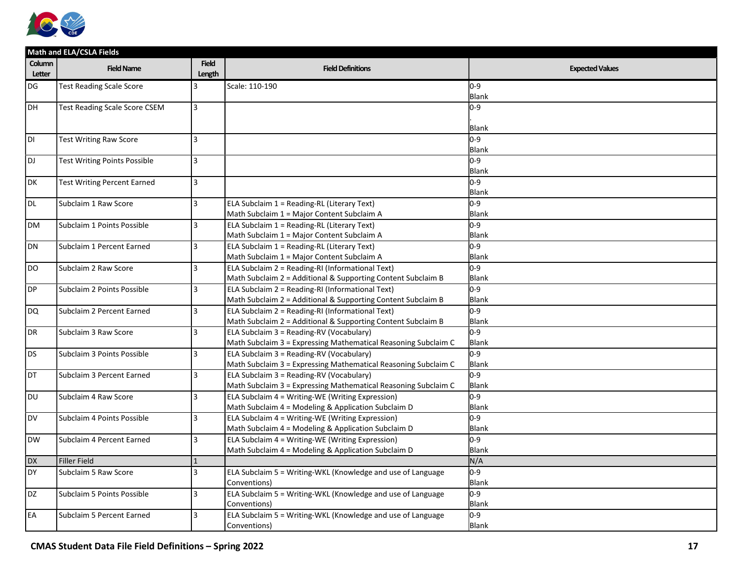| Math and ELA/CSLA Fields | | | | |
|---|---|---|---|---|
| **Column Letter** | **Field Name** | **Field Length** | **Field Definitions** | **Expected Values** |
| DG | Test Reading Scale Score | 3 | Scale: 110-190 | 0-9<br>Blank |
| DH | Test Reading Scale Score CSEM | 3 | | 0-9<br>.<br>Blank |
| DI | Test Writing Raw Score | 3 | | 0-9<br>Blank |
| DJ | Test Writing Points Possible | 3 | | 0-9<br>Blank |
| DK | Test Writing Percent Earned | 3 | | 0-9<br>Blank |
| DL | Subclaim 1 Raw Score | 3 | ELA Subclaim 1 = Reading-RL (Literary Text)<br>Math Subclaim 1 = Major Content Subclaim A | 0-9<br>Blank |
| DM | Subclaim 1 Points Possible | 3 | ELA Subclaim 1 = Reading-RL (Literary Text)<br>Math Subclaim 1 = Major Content Subclaim A | 0-9<br>Blank |
| DN | Subclaim 1 Percent Earned | 3 | ELA Subclaim 1 = Reading-RL (Literary Text)<br>Math Subclaim 1 = Major Content Subclaim A | 0-9<br>Blank |
| DO | Subclaim 2 Raw Score | 3 | ELA Subclaim 2 = Reading-RI (Informational Text)<br>Math Subclaim 2 = Additional & Supporting Content Subclaim B | 0-9<br>Blank |
| DP | Subclaim 2 Points Possible | 3 | ELA Subclaim 2 = Reading-RI (Informational Text)<br>Math Subclaim 2 = Additional & Supporting Content Subclaim B | 0-9<br>Blank |
| DQ | Subclaim 2 Percent Earned | 3 | ELA Subclaim 2 = Reading-RI (Informational Text)<br>Math Subclaim 2 = Additional & Supporting Content Subclaim B | 0-9<br>Blank |
| DR | Subclaim 3 Raw Score | 3 | ELA Subclaim 3 = Reading-RV (Vocabulary)<br>Math Subclaim 3 = Expressing Mathematical Reasoning Subclaim C | 0-9<br>Blank |
| DS | Subclaim 3 Points Possible | 3 | ELA Subclaim 3 = Reading-RV (Vocabulary)<br>Math Subclaim 3 = Expressing Mathematical Reasoning Subclaim C | 0-9<br>Blank |
| DT | Subclaim 3 Percent Earned | 3 | ELA Subclaim 3 = Reading-RV (Vocabulary)<br>Math Subclaim 3 = Expressing Mathematical Reasoning Subclaim C | 0-9<br>Blank |
| DU | Subclaim 4 Raw Score | 3 | ELA Subclaim 4 = Writing-WE (Writing Expression)<br>Math Subclaim 4 = Modeling & Application Subclaim D | 0-9<br>Blank |
| DV | Subclaim 4 Points Possible | 3 | ELA Subclaim 4 = Writing-WE (Writing Expression)<br>Math Subclaim 4 = Modeling & Application Subclaim D | 0-9<br>Blank |
| DW | Subclaim 4 Percent Earned | 3 | ELA Subclaim 4 = Writing-WE (Writing Expression)<br>Math Subclaim 4 = Modeling & Application Subclaim D | 0-9<br>Blank |
| DX | Filler Field | 1 | | N/A |
| DY | Subclaim 5 Raw Score | 3 | ELA Subclaim 5 = Writing-WKL (Knowledge and use of Language Conventions) | 0-9<br>Blank |
| DZ | Subclaim 5 Points Possible | 3 | ELA Subclaim 5 = Writing-WKL (Knowledge and use of Language Conventions) | 0-9<br>Blank |
| EA | Subclaim 5 Percent Earned | 3 | ELA Subclaim 5 = Writing-WKL (Knowledge and use of Language Conventions) | 0-9<br>Blank |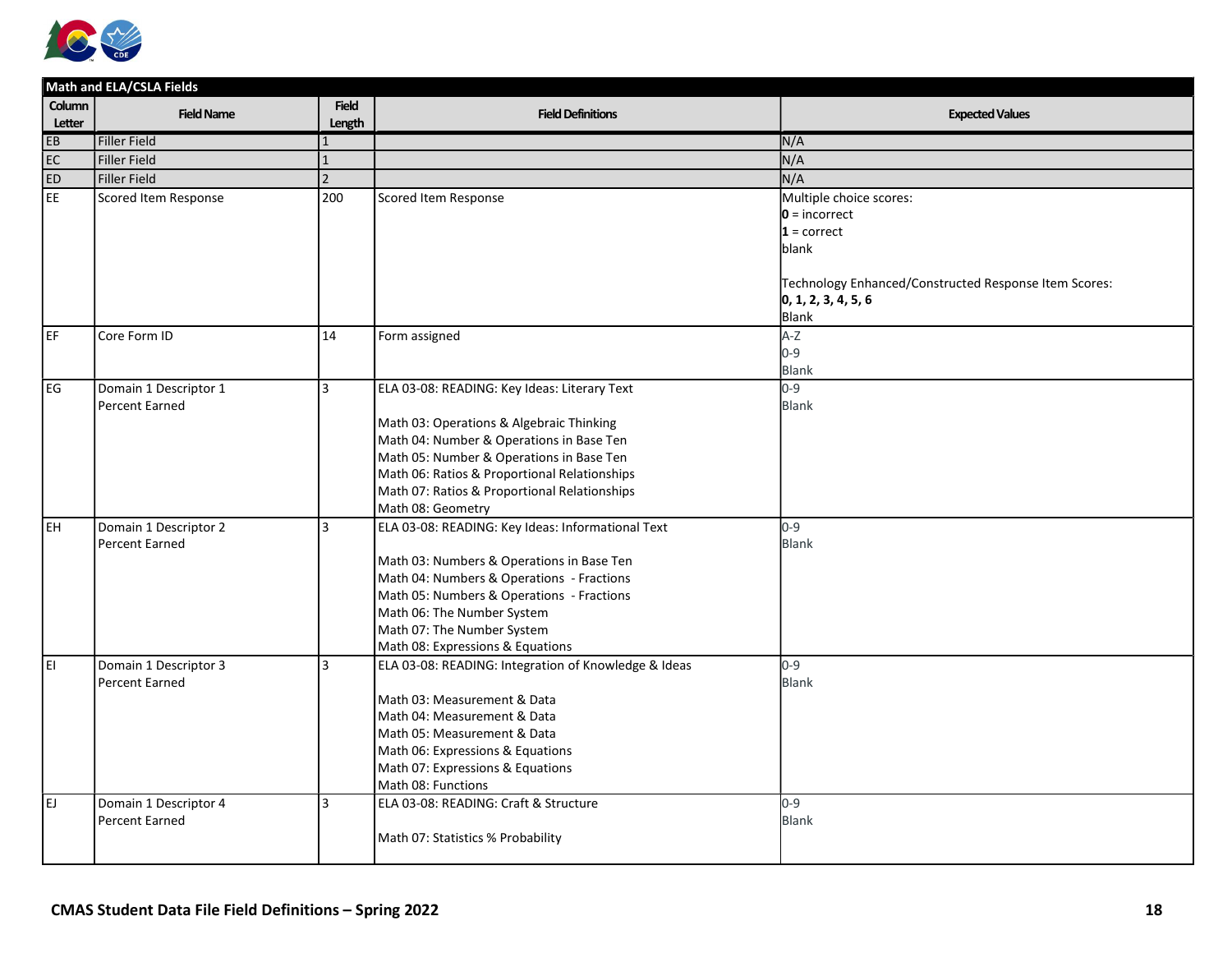| Math and ELA/CSLA Fields | | | | |
|---|---|---|---|---|
| **Column Letter** | **Field Name** | **Field Length** | **Field Definitions** | **Expected Values** |
| EB | Filler Field | 1 | | N/A |
| EC | Filler Field | 1 | | N/A |
| ED | Filler Field | 2 | | N/A |
| EE | Scored Item Response | 200 | Scored Item Response | Multiple choice scores:<br>**0** = incorrect<br>**1** = correct<br>blank<br><br>Technology Enhanced/Constructed Response Item Scores:<br>**0, 1, 2, 3, 4, 5, 6**<br>Blank |
| EF | Core Form ID | 14 | Form assigned | A-Z<br>0-9<br>Blank |
| EG | Domain 1 Descriptor 1 Percent Earned | 3 | ELA 03-08: READING: Key Ideas: Literary Text<br><br>Math 03: Operations & Algebraic Thinking<br>Math 04: Number & Operations in Base Ten<br>Math 05: Number & Operations in Base Ten<br>Math 06: Ratios & Proportional Relationships<br>Math 07: Ratios & Proportional Relationships<br>Math 08: Geometry | 0-9<br>Blank |
| EH | Domain 1 Descriptor 2 Percent Earned | 3 | ELA 03-08: READING: Key Ideas: Informational Text<br><br>Math 03: Numbers & Operations in Base Ten<br>Math 04: Numbers & Operations - Fractions<br>Math 05: Numbers & Operations - Fractions<br>Math 06: The Number System<br>Math 07: The Number System<br>Math 08: Expressions & Equations | 0-9<br>Blank |
| EI | Domain 1 Descriptor 3 Percent Earned | 3 | ELA 03-08: READING: Integration of Knowledge & Ideas<br><br>Math 03: Measurement & Data<br>Math 04: Measurement & Data<br>Math 05: Measurement & Data<br>Math 06: Expressions & Equations<br>Math 07: Expressions & Equations<br>Math 08: Functions | 0-9<br>Blank |
| EJ | Domain 1 Descriptor 4 Percent Earned | 3 | ELA 03-08: READING: Craft & Structure<br><br>Math 07: Statistics % Probability | 0-9<br>Blank |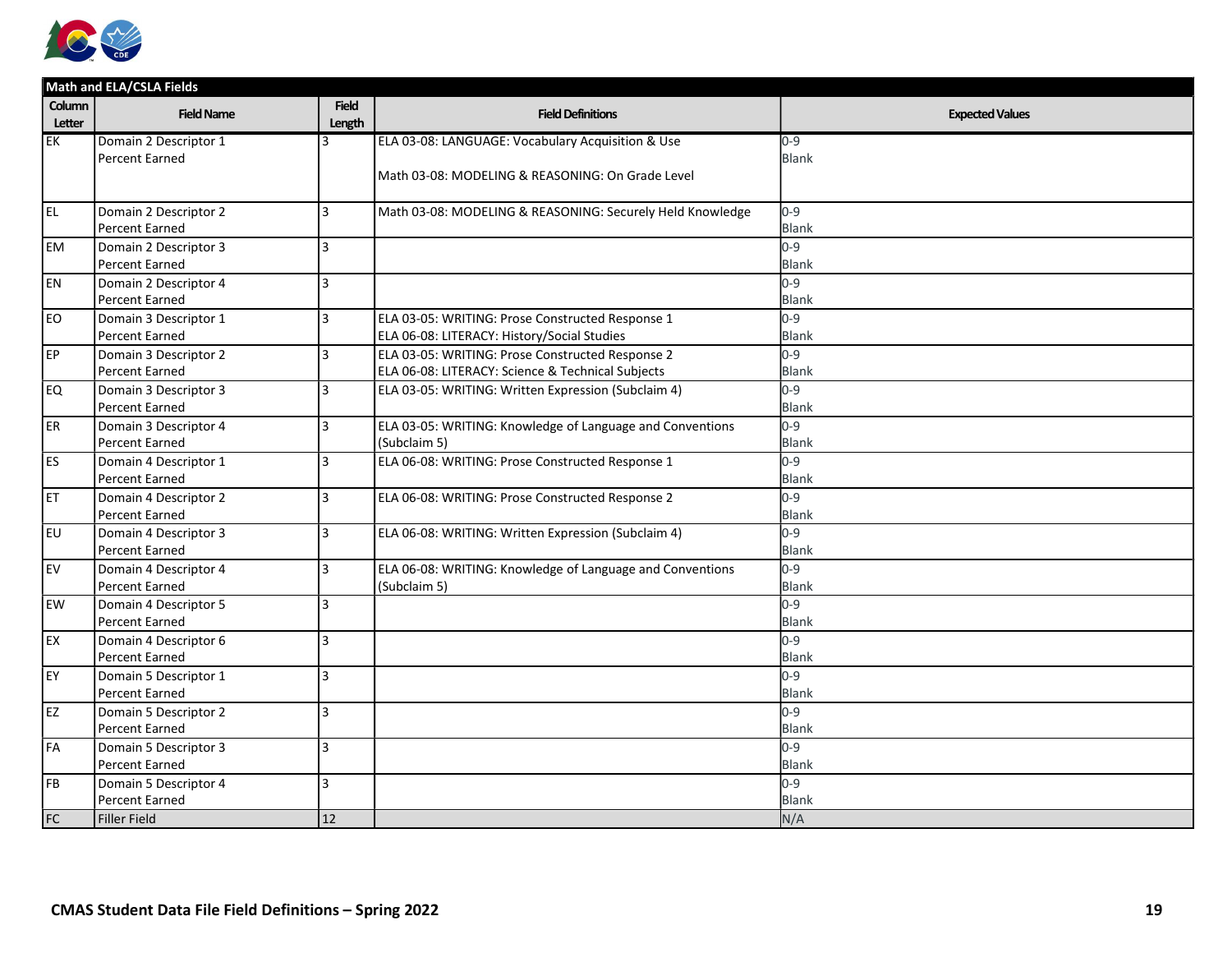| Math and ELA/CSLA Fields | | | | |
|---|---|---|---|---|
| Column Letter | Field Name | Field Length | Field Definitions | Expected Values |
| EK | Domain 2 Descriptor 1 Percent Earned | 3 | ELA 03-08: LANGUAGE: Vocabulary Acquisition & Use<br><br>Math 03-08: MODELING & REASONING: On Grade Level | 0-9<br>Blank |
| EL | Domain 2 Descriptor 2 Percent Earned | 3 | Math 03-08: MODELING & REASONING: Securely Held Knowledge | 0-9<br>Blank |
| EM | Domain 2 Descriptor 3 Percent Earned | 3 | | 0-9<br>Blank |
| EN | Domain 2 Descriptor 4 Percent Earned | 3 | | 0-9<br>Blank |
| EO | Domain 3 Descriptor 1 Percent Earned | 3 | ELA 03-05: WRITING: Prose Constructed Response 1<br>ELA 06-08: LITERACY: History/Social Studies | 0-9<br>Blank |
| EP | Domain 3 Descriptor 2 Percent Earned | 3 | ELA 03-05: WRITING: Prose Constructed Response 2<br>ELA 06-08: LITERACY: Science & Technical Subjects | 0-9<br>Blank |
| EQ | Domain 3 Descriptor 3 Percent Earned | 3 | ELA 03-05: WRITING: Written Expression (Subclaim 4) | 0-9<br>Blank |
| ER | Domain 3 Descriptor 4 Percent Earned | 3 | ELA 03-05: WRITING: Knowledge of Language and Conventions (Subclaim 5) | 0-9<br>Blank |
| ES | Domain 4 Descriptor 1 Percent Earned | 3 | ELA 06-08: WRITING: Prose Constructed Response 1 | 0-9<br>Blank |
| ET | Domain 4 Descriptor 2 Percent Earned | 3 | ELA 06-08: WRITING: Prose Constructed Response 2 | 0-9<br>Blank |
| EU | Domain 4 Descriptor 3 Percent Earned | 3 | ELA 06-08: WRITING: Written Expression (Subclaim 4) | 0-9<br>Blank |
| EV | Domain 4 Descriptor 4 Percent Earned | 3 | ELA 06-08: WRITING: Knowledge of Language and Conventions (Subclaim 5) | 0-9<br>Blank |
| EW | Domain 4 Descriptor 5 Percent Earned | 3 | | 0-9<br>Blank |
| EX | Domain 4 Descriptor 6 Percent Earned | 3 | | 0-9<br>Blank |
| EY | Domain 5 Descriptor 1 Percent Earned | 3 | | 0-9<br>Blank |
| EZ | Domain 5 Descriptor 2 Percent Earned | 3 | | 0-9<br>Blank |
| FA | Domain 5 Descriptor 3 Percent Earned | 3 | | 0-9<br>Blank |
| FB | Domain 5 Descriptor 4 Percent Earned | 3 | | 0-9<br>Blank |
| FC | Filler Field | 12 | | N/A |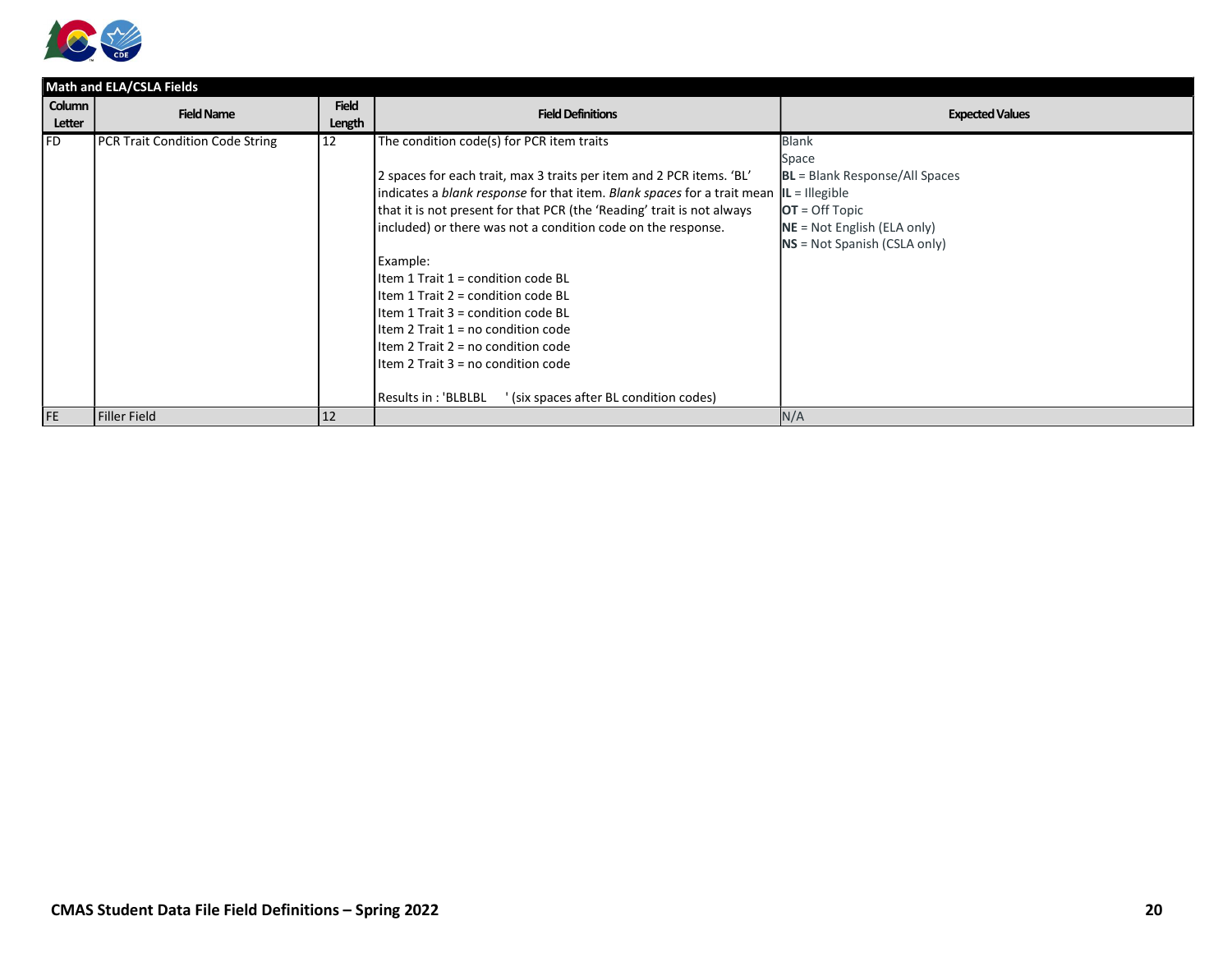| Math and ELA/CSLA Fields | | | | |
|---|---|---|---|---|
| **Column Letter** | **Field Name** | **Field Length** | **Field Definitions** | **Expected Values** |
| FD | PCR Trait Condition Code String | 12 | The condition code(s) for PCR item traits<br><br>2 spaces for each trait, max 3 traits per item and 2 PCR items. 'BL' indicates a *blank response* for that item. *Blank spaces* for a trait mean that it is not present for that PCR (the 'Reading' trait is not always included) or there was not a condition code on the response.<br><br>Example:<br>Item 1 Trait 1 = condition code BL<br>Item 1 Trait 2 = condition code BL<br>Item 1 Trait 3 = condition code BL<br>Item 2 Trait 1 = no condition code<br>Item 2 Trait 2 = no condition code<br>Item 2 Trait 3 = no condition code<br><br>Results in : 'BLBLBL      ' (six spaces after BL condition codes) | Blank<br>Space<br>**BL** = Blank Response/All Spaces<br>**IL** = Illegible<br>**OT** = Off Topic<br>**NE** = Not English (ELA only)<br>**NS** = Not Spanish (CSLA only) |
| FE | Filler Field | 12 | | N/A |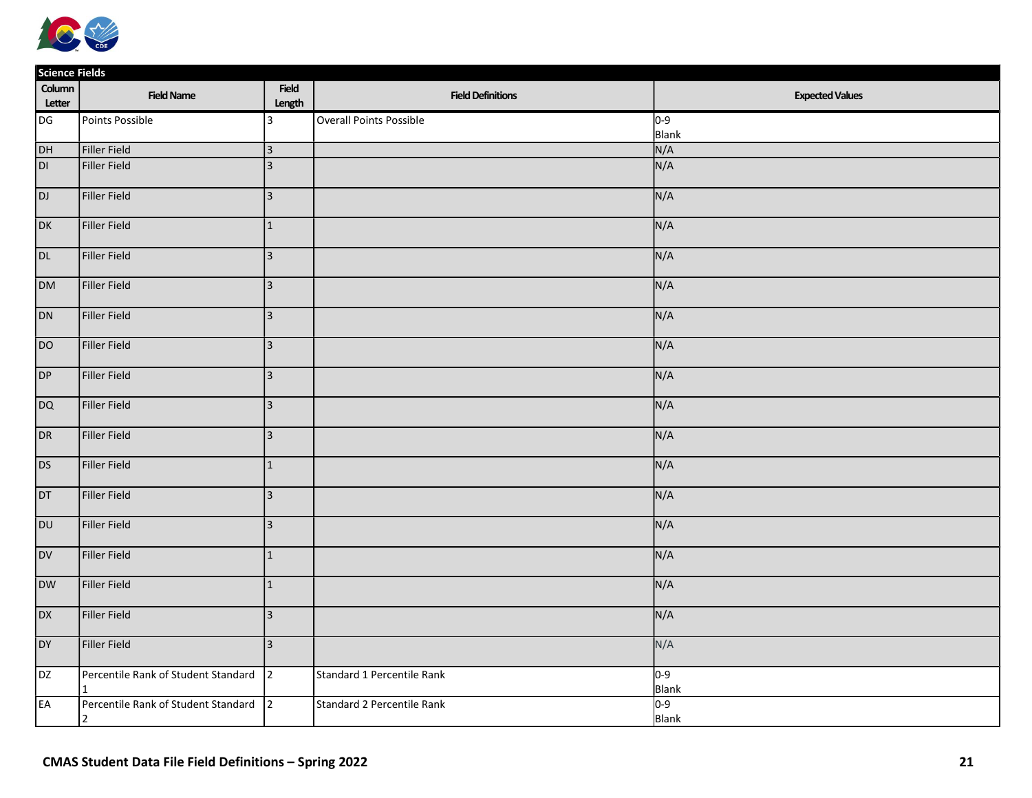| Science Fields | | | | |
|---|---|---|---|---|
| Column Letter | Field Name | Field Length | Field Definitions | Expected Values |
| DG | Points Possible | 3 | Overall Points Possible | 0-9<br>Blank |
| DH | Filler Field | 3 | | N/A |
| DI | Filler Field | 3 | | N/A |
| DJ | Filler Field | 3 | | N/A |
| DK | Filler Field | 1 | | N/A |
| DL | Filler Field | 3 | | N/A |
| DM | Filler Field | 3 | | N/A |
| DN | Filler Field | 3 | | N/A |
| DO | Filler Field | 3 | | N/A |
| DP | Filler Field | 3 | | N/A |
| DQ | Filler Field | 3 | | N/A |
| DR | Filler Field | 3 | | N/A |
| DS | Filler Field | 1 | | N/A |
| DT | Filler Field | 3 | | N/A |
| DU | Filler Field | 3 | | N/A |
| DV | Filler Field | 1 | | N/A |
| DW | Filler Field | 1 | | N/A |
| DX | Filler Field | 3 | | N/A |
| DY | Filler Field | 3 | | N/A |
| DZ | Percentile Rank of Student Standard 1 | 2 | Standard 1 Percentile Rank | 0-9<br>Blank |
| EA | Percentile Rank of Student Standard 2 | 2 | Standard 2 Percentile Rank | 0-9<br>Blank |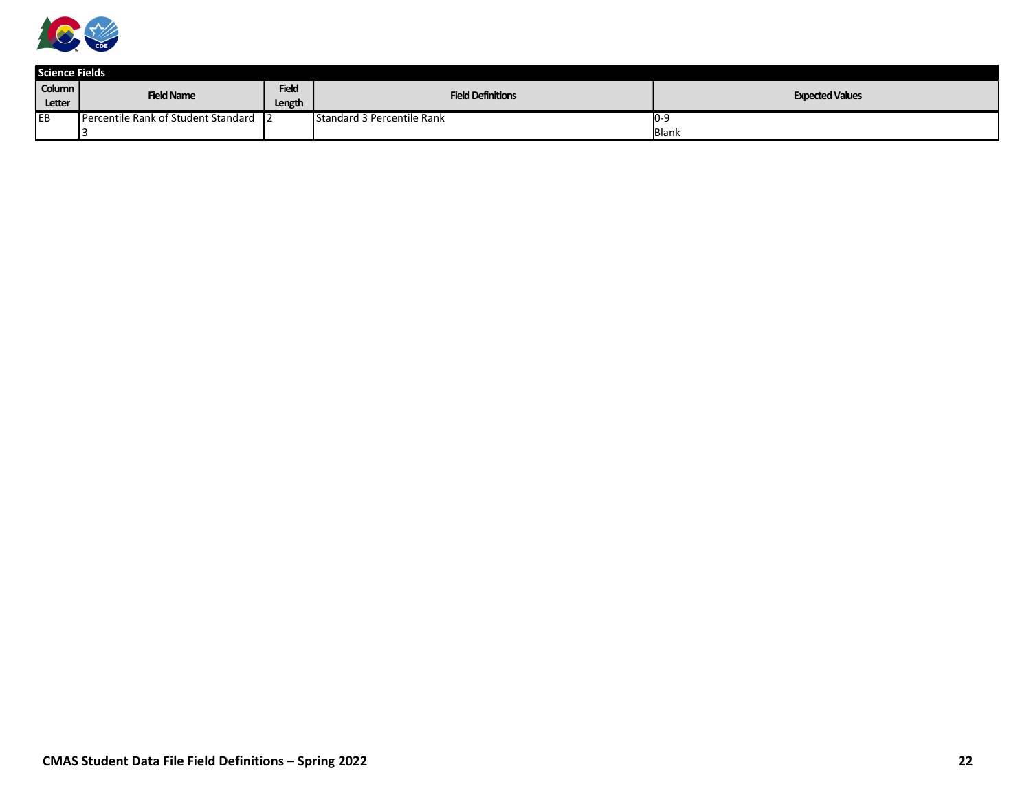| Science Fields | | | | |
|---|---|---|---|---|
| Column Letter | Field Name | Field Length | Field Definitions | Expected Values |
| EB | Percentile Rank of Student Standard 3 | 2 | Standard 3 Percentile Rank | 0-9<br>Blank |